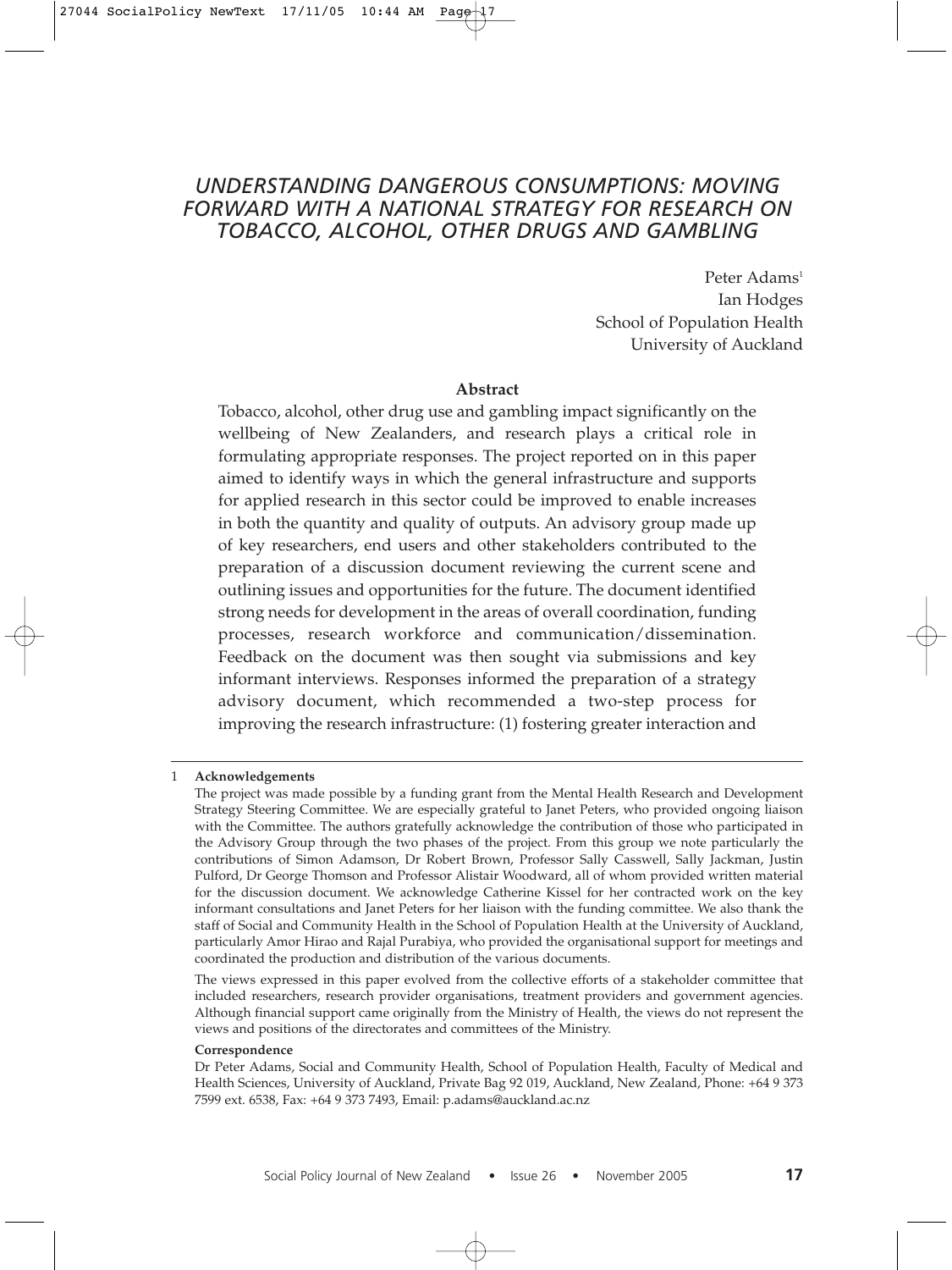# UNDERSTANDING DANGEROUS CONSUMPTIONS: MOVING FORWARD WITH A NATIONAL STRATEGY FOR RESEARCH ON TOBACCO, ALCOHOL, OTHER DRUGS AND GAMBLING

Peter Adams[1]
Ian Hodges
School of Population Health
University of Auckland

## Abstract

Tobacco, alcohol, other drug use and gambling impact significantly on the wellbeing of New Zealanders, and research plays a critical role in formulating appropriate responses. The project reported on in this paper aimed to identify ways in which the general infrastructure and supports for applied research in this sector could be improved to enable increases in both the quantity and quality of outputs. An advisory group made up of key researchers, end users and other stakeholders contributed to the preparation of a discussion document reviewing the current scene and outlining issues and opportunities for the future. The document identified strong needs for development in the areas of overall coordination, funding processes, research workforce and communication/dissemination. Feedback on the document was then sought via submissions and key informant interviews. Responses informed the preparation of a strategy advisory document, which recommended a two-step process for improving the research infrastructure: (1) fostering greater interaction and

---

1 **Acknowledgements**

The project was made possible by a funding grant from the Mental Health Research and Development Strategy Steering Committee. We are especially grateful to Janet Peters, who provided ongoing liaison with the Committee. The authors gratefully acknowledge the contribution of those who participated in the Advisory Group through the two phases of the project. From this group we note particularly the contributions of Simon Adamson, Dr Robert Brown, Professor Sally Casswell, Sally Jackman, Justin Pulford, Dr George Thomson and Professor Alistair Woodward, all of whom provided written material for the discussion document. We acknowledge Catherine Kissel for her contracted work on the key informant consultations and Janet Peters for her liaison with the funding committee. We also thank the staff of Social and Community Health in the School of Population Health at the University of Auckland, particularly Amor Hirao and Rajal Purabiya, who provided the organisational support for meetings and coordinated the production and distribution of the various documents.

The views expressed in this paper evolved from the collective efforts of a stakeholder committee that included researchers, research provider organisations, treatment providers and government agencies. Although financial support came originally from the Ministry of Health, the views do not represent the views and positions of the directorates and committees of the Ministry.

**Correspondence**

Dr Peter Adams, Social and Community Health, School of Population Health, Faculty of Medical and Health Sciences, University of Auckland, Private Bag 92 019, Auckland, New Zealand, Phone: +64 9 373 7599 ext. 6538, Fax: +64 9 373 7493, Email: p.adams@auckland.ac.nz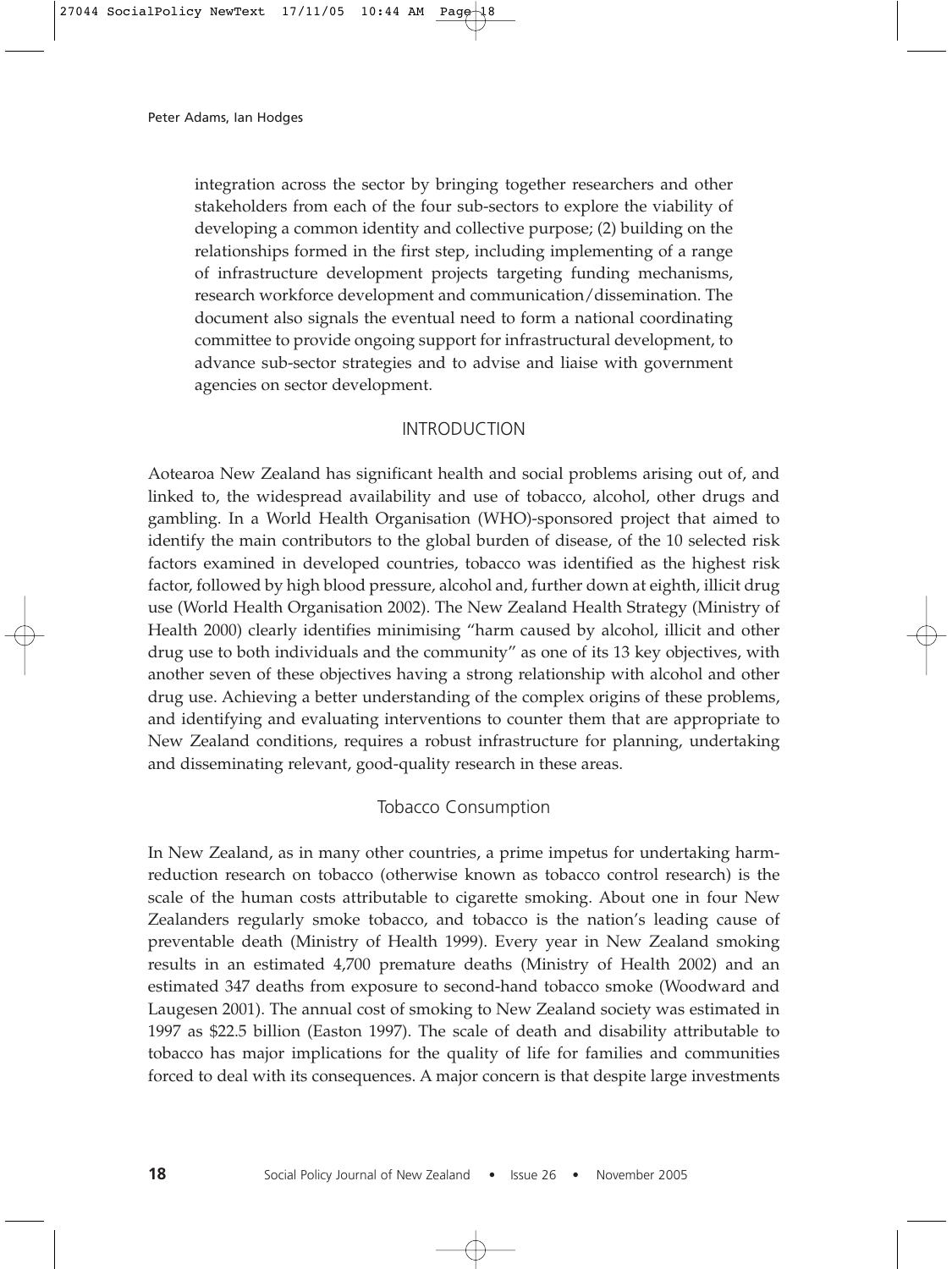integration across the sector by bringing together researchers and other stakeholders from each of the four sub-sectors to explore the viability of developing a common identity and collective purpose; (2) building on the relationships formed in the first step, including implementing of a range of infrastructure development projects targeting funding mechanisms, research workforce development and communication/dissemination. The document also signals the eventual need to form a national coordinating committee to provide ongoing support for infrastructural development, to advance sub-sector strategies and to advise and liaise with government agencies on sector development.

## INTRODUCTION

Aotearoa New Zealand has significant health and social problems arising out of, and linked to, the widespread availability and use of tobacco, alcohol, other drugs and gambling. In a World Health Organisation (WHO)-sponsored project that aimed to identify the main contributors to the global burden of disease, of the 10 selected risk factors examined in developed countries, tobacco was identified as the highest risk factor, followed by high blood pressure, alcohol and, further down at eighth, illicit drug use (World Health Organisation 2002). The New Zealand Health Strategy (Ministry of Health 2000) clearly identifies minimising "harm caused by alcohol, illicit and other drug use to both individuals and the community" as one of its 13 key objectives, with another seven of these objectives having a strong relationship with alcohol and other drug use. Achieving a better understanding of the complex origins of these problems, and identifying and evaluating interventions to counter them that are appropriate to New Zealand conditions, requires a robust infrastructure for planning, undertaking and disseminating relevant, good-quality research in these areas.

### Tobacco Consumption

In New Zealand, as in many other countries, a prime impetus for undertaking harm-reduction research on tobacco (otherwise known as tobacco control research) is the scale of the human costs attributable to cigarette smoking. About one in four New Zealanders regularly smoke tobacco, and tobacco is the nation's leading cause of preventable death (Ministry of Health 1999). Every year in New Zealand smoking results in an estimated 4,700 premature deaths (Ministry of Health 2002) and an estimated 347 deaths from exposure to second-hand tobacco smoke (Woodward and Laugesen 2001). The annual cost of smoking to New Zealand society was estimated in 1997 as $22.5 billion (Easton 1997). The scale of death and disability attributable to tobacco has major implications for the quality of life for families and communities forced to deal with its consequences. A major concern is that despite large investments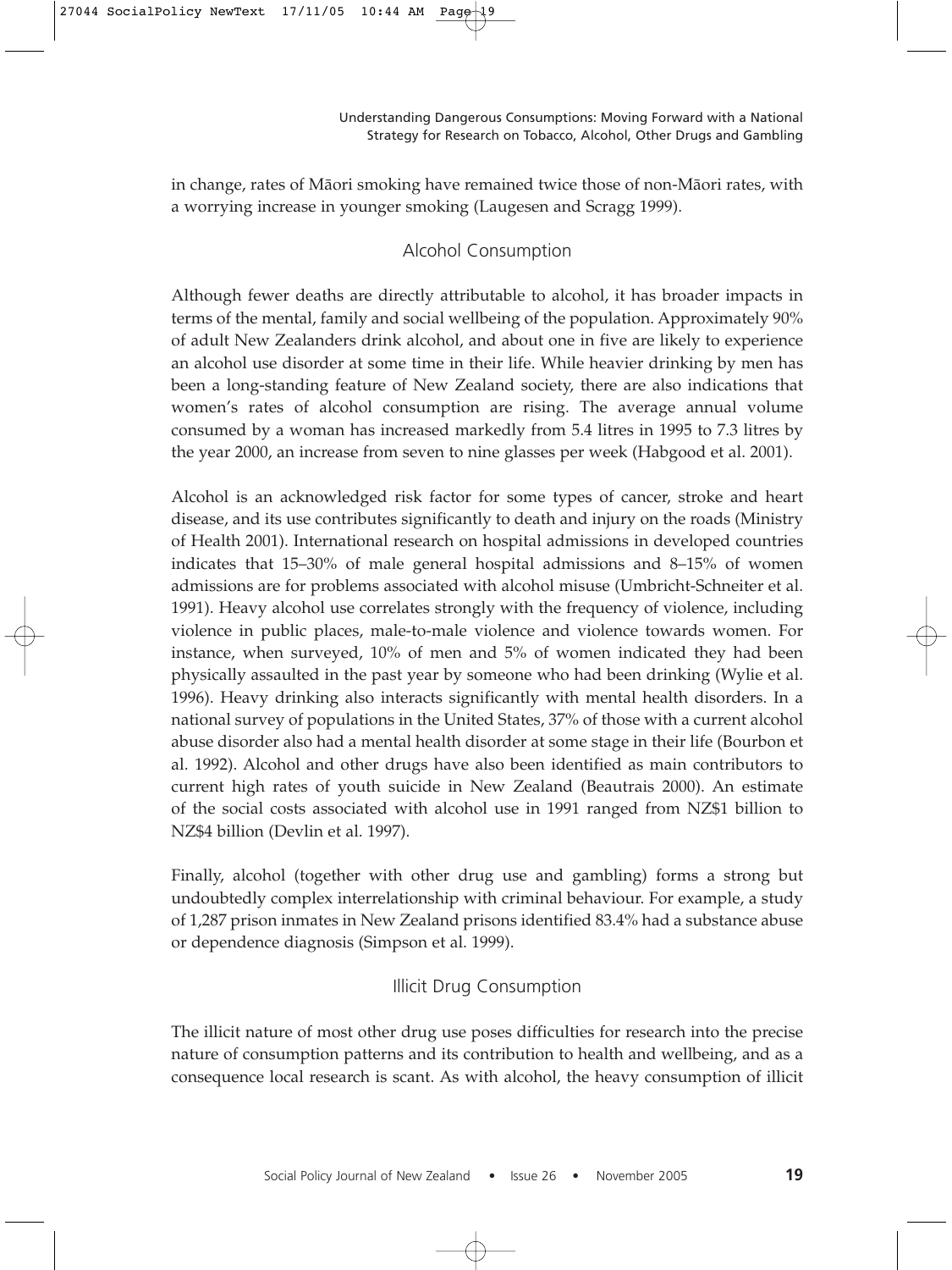in change, rates of Māori smoking have remained twice those of non-Māori rates, with a worrying increase in younger smoking (Laugesen and Scragg 1999).

### Alcohol Consumption

Although fewer deaths are directly attributable to alcohol, it has broader impacts in terms of the mental, family and social wellbeing of the population. Approximately 90% of adult New Zealanders drink alcohol, and about one in five are likely to experience an alcohol use disorder at some time in their life. While heavier drinking by men has been a long-standing feature of New Zealand society, there are also indications that women's rates of alcohol consumption are rising. The average annual volume consumed by a woman has increased markedly from 5.4 litres in 1995 to 7.3 litres by the year 2000, an increase from seven to nine glasses per week (Habgood et al. 2001).

Alcohol is an acknowledged risk factor for some types of cancer, stroke and heart disease, and its use contributes significantly to death and injury on the roads (Ministry of Health 2001). International research on hospital admissions in developed countries indicates that 15–30% of male general hospital admissions and 8–15% of women admissions are for problems associated with alcohol misuse (Umbricht-Schneiter et al. 1991). Heavy alcohol use correlates strongly with the frequency of violence, including violence in public places, male-to-male violence and violence towards women. For instance, when surveyed, 10% of men and 5% of women indicated they had been physically assaulted in the past year by someone who had been drinking (Wylie et al. 1996). Heavy drinking also interacts significantly with mental health disorders. In a national survey of populations in the United States, 37% of those with a current alcohol abuse disorder also had a mental health disorder at some stage in their life (Bourbon et al. 1992). Alcohol and other drugs have also been identified as main contributors to current high rates of youth suicide in New Zealand (Beautrais 2000). An estimate of the social costs associated with alcohol use in 1991 ranged from NZ$1 billion to NZ$4 billion (Devlin et al. 1997).

Finally, alcohol (together with other drug use and gambling) forms a strong but undoubtedly complex interrelationship with criminal behaviour. For example, a study of 1,287 prison inmates in New Zealand prisons identified 83.4% had a substance abuse or dependence diagnosis (Simpson et al. 1999).

### Illicit Drug Consumption

The illicit nature of most other drug use poses difficulties for research into the precise nature of consumption patterns and its contribution to health and wellbeing, and as a consequence local research is scant. As with alcohol, the heavy consumption of illicit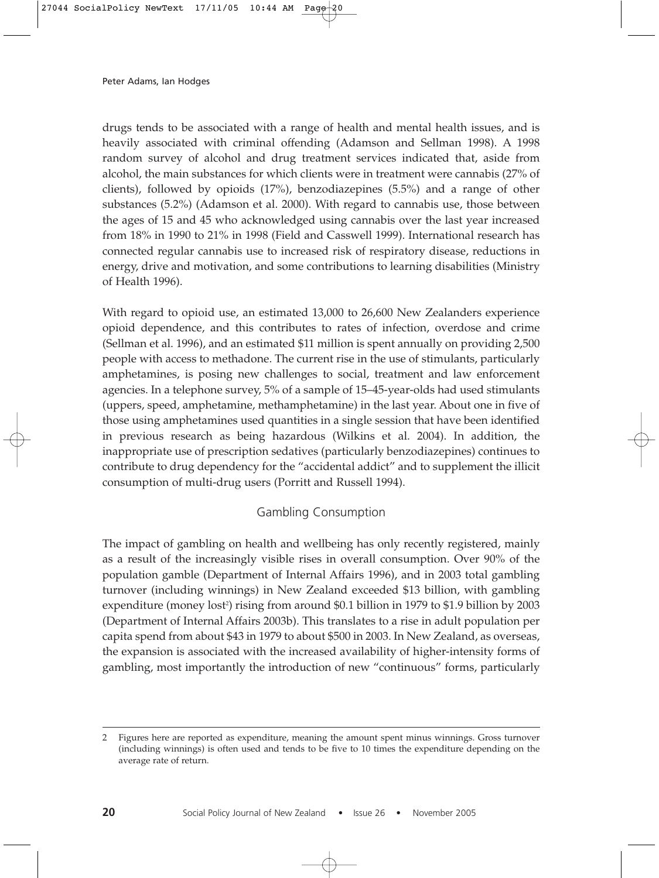drugs tends to be associated with a range of health and mental health issues, and is heavily associated with criminal offending (Adamson and Sellman 1998). A 1998 random survey of alcohol and drug treatment services indicated that, aside from alcohol, the main substances for which clients were in treatment were cannabis (27% of clients), followed by opioids (17%), benzodiazepines (5.5%) and a range of other substances (5.2%) (Adamson et al. 2000). With regard to cannabis use, those between the ages of 15 and 45 who acknowledged using cannabis over the last year increased from 18% in 1990 to 21% in 1998 (Field and Casswell 1999). International research has connected regular cannabis use to increased risk of respiratory disease, reductions in energy, drive and motivation, and some contributions to learning disabilities (Ministry of Health 1996).

With regard to opioid use, an estimated 13,000 to 26,600 New Zealanders experience opioid dependence, and this contributes to rates of infection, overdose and crime (Sellman et al. 1996), and an estimated $11 million is spent annually on providing 2,500 people with access to methadone. The current rise in the use of stimulants, particularly amphetamines, is posing new challenges to social, treatment and law enforcement agencies. In a telephone survey, 5% of a sample of 15–45-year-olds had used stimulants (uppers, speed, amphetamine, methamphetamine) in the last year. About one in five of those using amphetamines used quantities in a single session that have been identified in previous research as being hazardous (Wilkins et al. 2004). In addition, the inappropriate use of prescription sedatives (particularly benzodiazepines) continues to contribute to drug dependency for the "accidental addict" and to supplement the illicit consumption of multi-drug users (Porritt and Russell 1994).

## Gambling Consumption

The impact of gambling on health and wellbeing has only recently registered, mainly as a result of the increasingly visible rises in overall consumption. Over 90% of the population gamble (Department of Internal Affairs 1996), and in 2003 total gambling turnover (including winnings) in New Zealand exceeded $13 billion, with gambling expenditure (money lost[2]) rising from around $0.1 billion in 1979 to $1.9 billion by 2003 (Department of Internal Affairs 2003b). This translates to a rise in adult population per capita spend from about $43 in 1979 to about $500 in 2003. In New Zealand, as overseas, the expansion is associated with the increased availability of higher-intensity forms of gambling, most importantly the introduction of new "continuous" forms, particularly

---

2 Figures here are reported as expenditure, meaning the amount spent minus winnings. Gross turnover (including winnings) is often used and tends to be five to 10 times the expenditure depending on the average rate of return.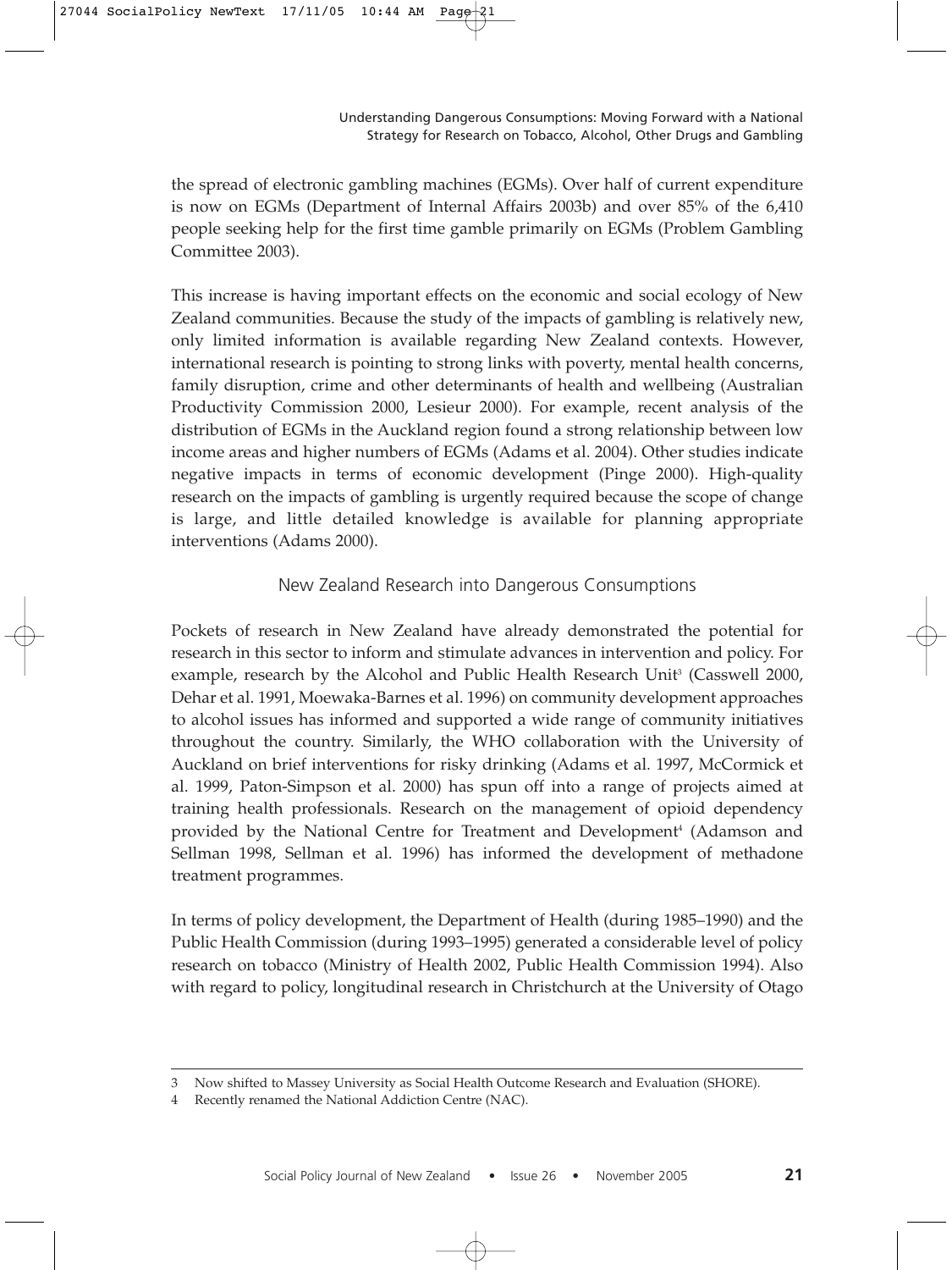the spread of electronic gambling machines (EGMs). Over half of current expenditure is now on EGMs (Department of Internal Affairs 2003b) and over 85% of the 6,410 people seeking help for the first time gamble primarily on EGMs (Problem Gambling Committee 2003).

This increase is having important effects on the economic and social ecology of New Zealand communities. Because the study of the impacts of gambling is relatively new, only limited information is available regarding New Zealand contexts. However, international research is pointing to strong links with poverty, mental health concerns, family disruption, crime and other determinants of health and wellbeing (Australian Productivity Commission 2000, Lesieur 2000). For example, recent analysis of the distribution of EGMs in the Auckland region found a strong relationship between low income areas and higher numbers of EGMs (Adams et al. 2004). Other studies indicate negative impacts in terms of economic development (Pinge 2000). High-quality research on the impacts of gambling is urgently required because the scope of change is large, and little detailed knowledge is available for planning appropriate interventions (Adams 2000).

## New Zealand Research into Dangerous Consumptions

Pockets of research in New Zealand have already demonstrated the potential for research in this sector to inform and stimulate advances in intervention and policy. For example, research by the Alcohol and Public Health Research Unit[3] (Casswell 2000, Dehar et al. 1991, Moewaka-Barnes et al. 1996) on community development approaches to alcohol issues has informed and supported a wide range of community initiatives throughout the country. Similarly, the WHO collaboration with the University of Auckland on brief interventions for risky drinking (Adams et al. 1997, McCormick et al. 1999, Paton-Simpson et al. 2000) has spun off into a range of projects aimed at training health professionals. Research on the management of opioid dependency provided by the National Centre for Treatment and Development[4] (Adamson and Sellman 1998, Sellman et al. 1996) has informed the development of methadone treatment programmes.

In terms of policy development, the Department of Health (during 1985–1990) and the Public Health Commission (during 1993–1995) generated a considerable level of policy research on tobacco (Ministry of Health 2002, Public Health Commission 1994). Also with regard to policy, longitudinal research in Christchurch at the University of Otago

---

3 Now shifted to Massey University as Social Health Outcome Research and Evaluation (SHORE).

4 Recently renamed the National Addiction Centre (NAC).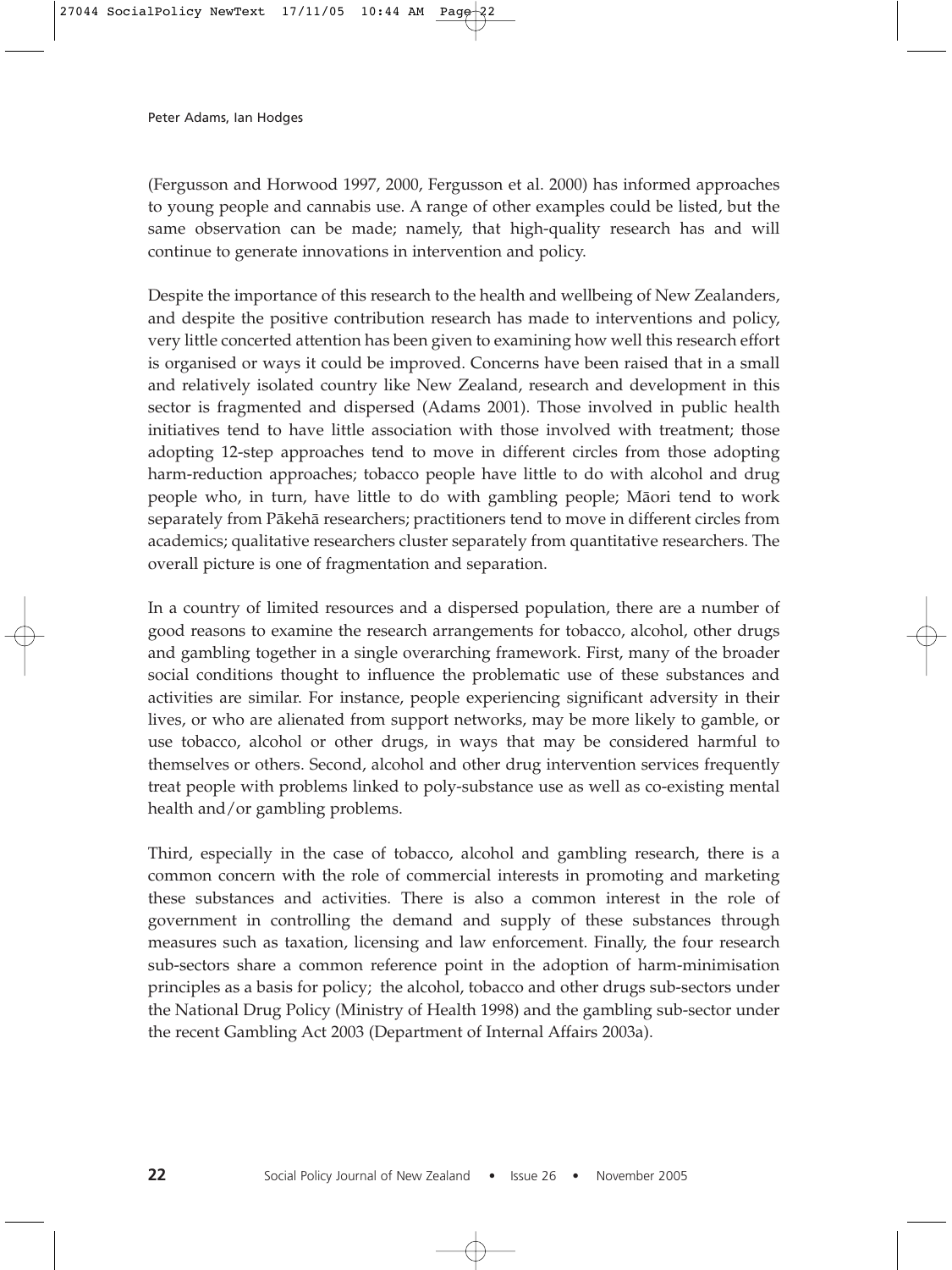(Fergusson and Horwood 1997, 2000, Fergusson et al. 2000) has informed approaches to young people and cannabis use. A range of other examples could be listed, but the same observation can be made; namely, that high-quality research has and will continue to generate innovations in intervention and policy.

Despite the importance of this research to the health and wellbeing of New Zealanders, and despite the positive contribution research has made to interventions and policy, very little concerted attention has been given to examining how well this research effort is organised or ways it could be improved. Concerns have been raised that in a small and relatively isolated country like New Zealand, research and development in this sector is fragmented and dispersed (Adams 2001). Those involved in public health initiatives tend to have little association with those involved with treatment; those adopting 12-step approaches tend to move in different circles from those adopting harm-reduction approaches; tobacco people have little to do with alcohol and drug people who, in turn, have little to do with gambling people; Māori tend to work separately from Pākehā researchers; practitioners tend to move in different circles from academics; qualitative researchers cluster separately from quantitative researchers. The overall picture is one of fragmentation and separation.

In a country of limited resources and a dispersed population, there are a number of good reasons to examine the research arrangements for tobacco, alcohol, other drugs and gambling together in a single overarching framework. First, many of the broader social conditions thought to influence the problematic use of these substances and activities are similar. For instance, people experiencing significant adversity in their lives, or who are alienated from support networks, may be more likely to gamble, or use tobacco, alcohol or other drugs, in ways that may be considered harmful to themselves or others. Second, alcohol and other drug intervention services frequently treat people with problems linked to poly-substance use as well as co-existing mental health and/or gambling problems.

Third, especially in the case of tobacco, alcohol and gambling research, there is a common concern with the role of commercial interests in promoting and marketing these substances and activities. There is also a common interest in the role of government in controlling the demand and supply of these substances through measures such as taxation, licensing and law enforcement. Finally, the four research sub-sectors share a common reference point in the adoption of harm-minimisation principles as a basis for policy; the alcohol, tobacco and other drugs sub-sectors under the National Drug Policy (Ministry of Health 1998) and the gambling sub-sector under the recent Gambling Act 2003 (Department of Internal Affairs 2003a).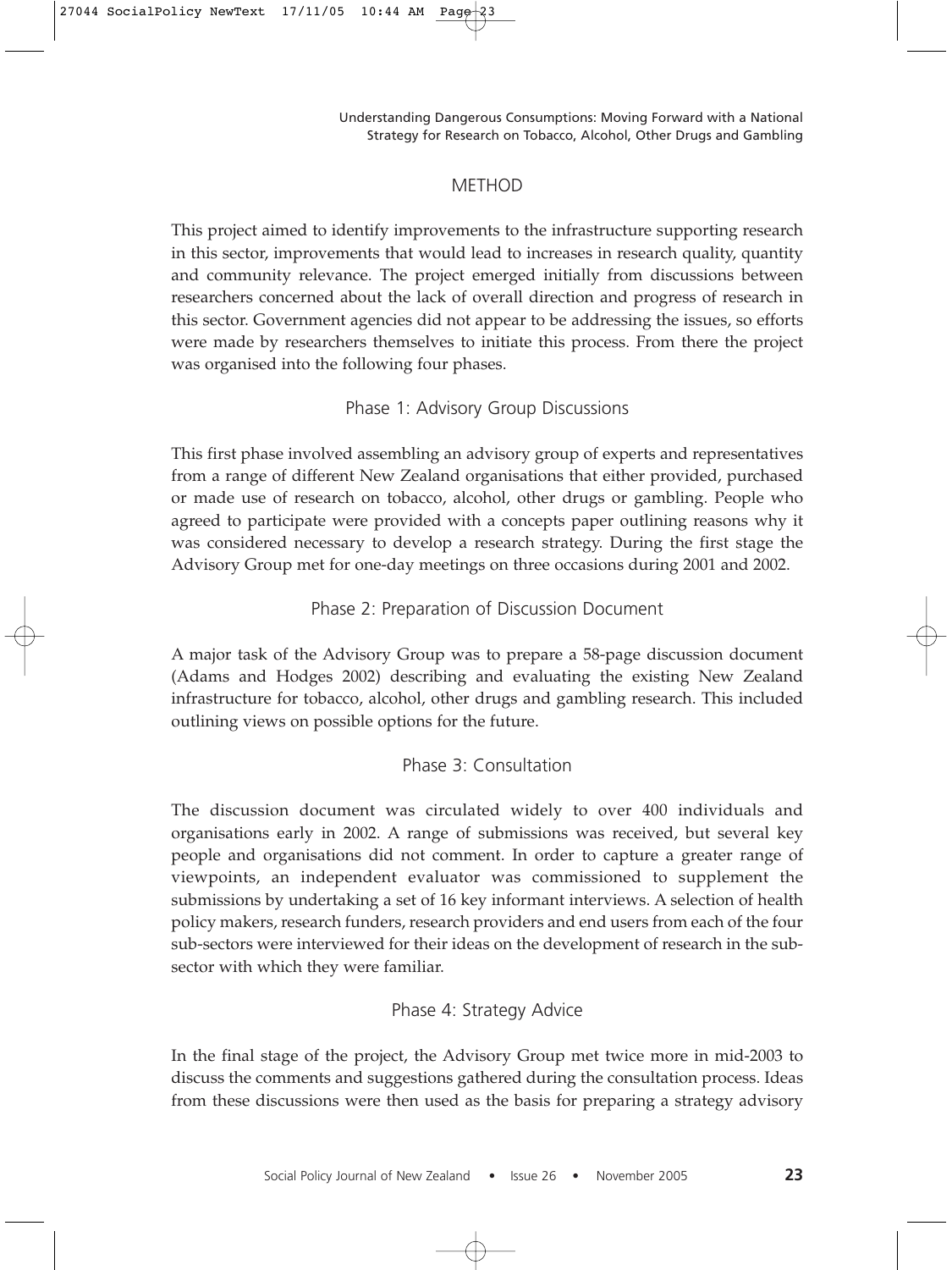## METHOD

This project aimed to identify improvements to the infrastructure supporting research in this sector, improvements that would lead to increases in research quality, quantity and community relevance. The project emerged initially from discussions between researchers concerned about the lack of overall direction and progress of research in this sector. Government agencies did not appear to be addressing the issues, so efforts were made by researchers themselves to initiate this process. From there the project was organised into the following four phases.

### Phase 1: Advisory Group Discussions

This first phase involved assembling an advisory group of experts and representatives from a range of different New Zealand organisations that either provided, purchased or made use of research on tobacco, alcohol, other drugs or gambling. People who agreed to participate were provided with a concepts paper outlining reasons why it was considered necessary to develop a research strategy. During the first stage the Advisory Group met for one-day meetings on three occasions during 2001 and 2002.

### Phase 2: Preparation of Discussion Document

A major task of the Advisory Group was to prepare a 58-page discussion document (Adams and Hodges 2002) describing and evaluating the existing New Zealand infrastructure for tobacco, alcohol, other drugs and gambling research. This included outlining views on possible options for the future.

### Phase 3: Consultation

The discussion document was circulated widely to over 400 individuals and organisations early in 2002. A range of submissions was received, but several key people and organisations did not comment. In order to capture a greater range of viewpoints, an independent evaluator was commissioned to supplement the submissions by undertaking a set of 16 key informant interviews. A selection of health policy makers, research funders, research providers and end users from each of the four sub-sectors were interviewed for their ideas on the development of research in the sub-sector with which they were familiar.

### Phase 4: Strategy Advice

In the final stage of the project, the Advisory Group met twice more in mid-2003 to discuss the comments and suggestions gathered during the consultation process. Ideas from these discussions were then used as the basis for preparing a strategy advisory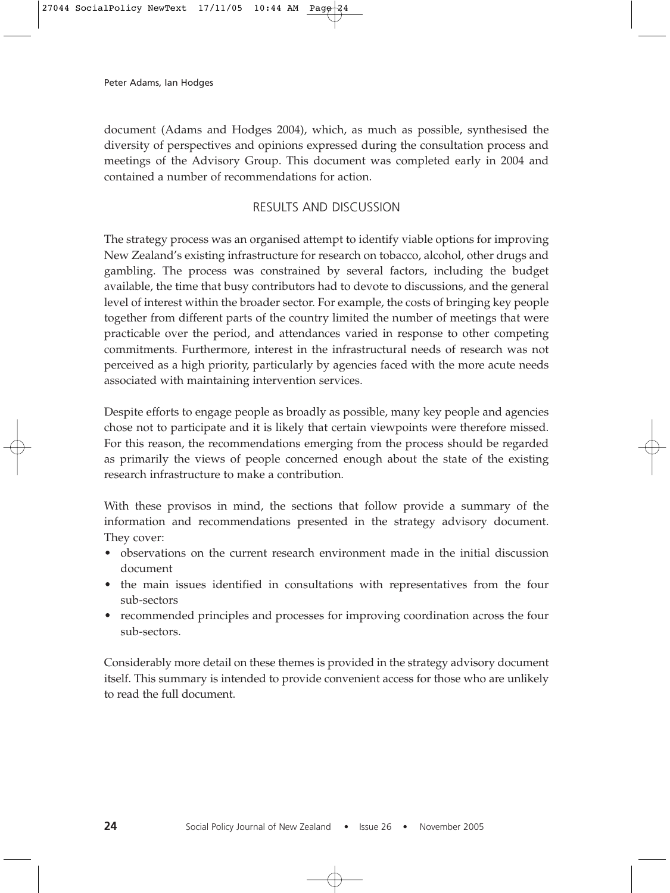document (Adams and Hodges 2004), which, as much as possible, synthesised the diversity of perspectives and opinions expressed during the consultation process and meetings of the Advisory Group. This document was completed early in 2004 and contained a number of recommendations for action.

## RESULTS AND DISCUSSION

The strategy process was an organised attempt to identify viable options for improving New Zealand's existing infrastructure for research on tobacco, alcohol, other drugs and gambling. The process was constrained by several factors, including the budget available, the time that busy contributors had to devote to discussions, and the general level of interest within the broader sector. For example, the costs of bringing key people together from different parts of the country limited the number of meetings that were practicable over the period, and attendances varied in response to other competing commitments. Furthermore, interest in the infrastructural needs of research was not perceived as a high priority, particularly by agencies faced with the more acute needs associated with maintaining intervention services.

Despite efforts to engage people as broadly as possible, many key people and agencies chose not to participate and it is likely that certain viewpoints were therefore missed. For this reason, the recommendations emerging from the process should be regarded as primarily the views of people concerned enough about the state of the existing research infrastructure to make a contribution.

With these provisos in mind, the sections that follow provide a summary of the information and recommendations presented in the strategy advisory document. They cover:

- observations on the current research environment made in the initial discussion document
- the main issues identified in consultations with representatives from the four sub-sectors
- recommended principles and processes for improving coordination across the four sub-sectors.

Considerably more detail on these themes is provided in the strategy advisory document itself. This summary is intended to provide convenient access for those who are unlikely to read the full document.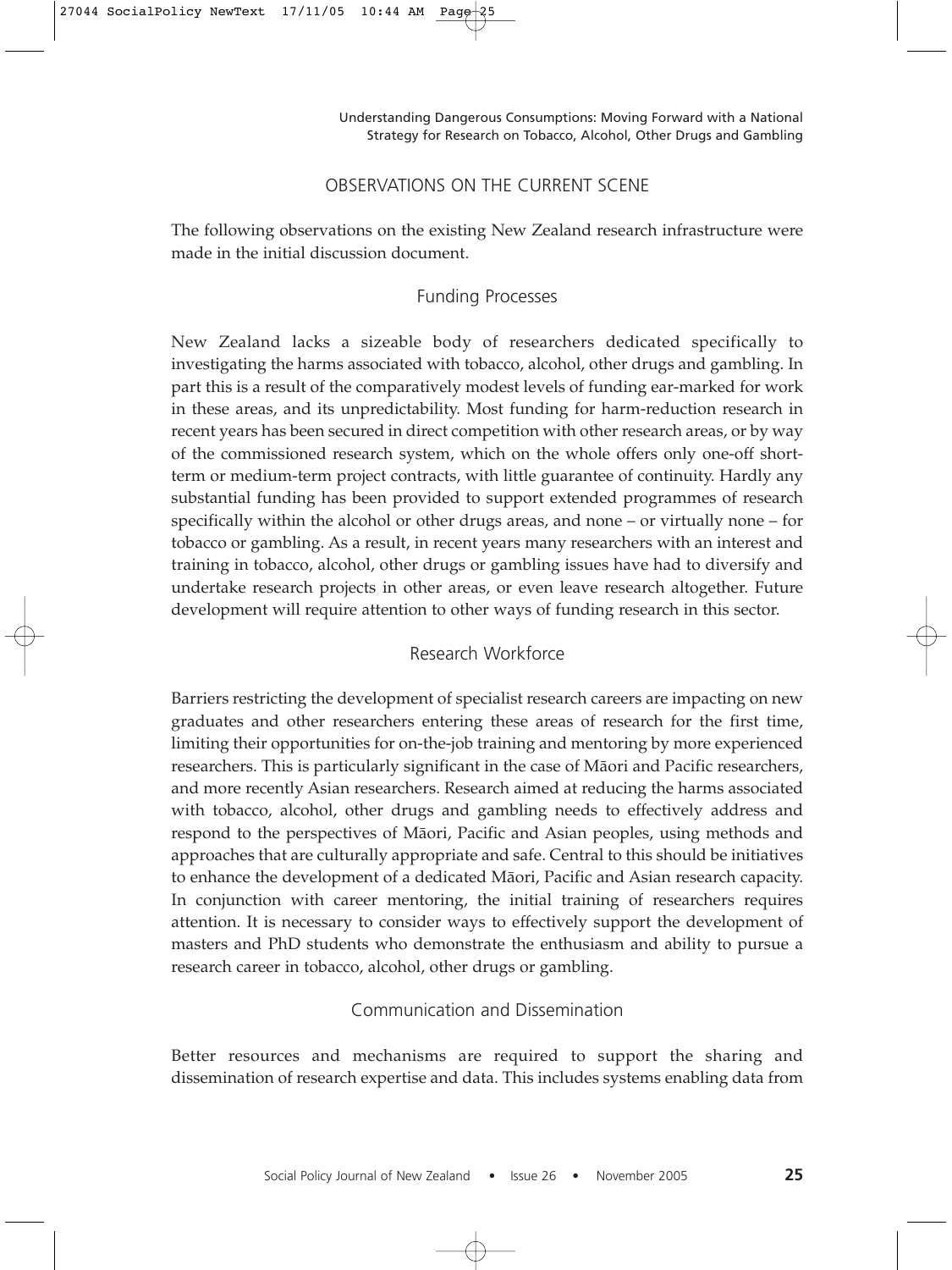## OBSERVATIONS ON THE CURRENT SCENE

The following observations on the existing New Zealand research infrastructure were made in the initial discussion document.

### Funding Processes

New Zealand lacks a sizeable body of researchers dedicated specifically to investigating the harms associated with tobacco, alcohol, other drugs and gambling. In part this is a result of the comparatively modest levels of funding ear-marked for work in these areas, and its unpredictability. Most funding for harm-reduction research in recent years has been secured in direct competition with other research areas, or by way of the commissioned research system, which on the whole offers only one-off short-term or medium-term project contracts, with little guarantee of continuity. Hardly any substantial funding has been provided to support extended programmes of research specifically within the alcohol or other drugs areas, and none – or virtually none – for tobacco or gambling. As a result, in recent years many researchers with an interest and training in tobacco, alcohol, other drugs or gambling issues have had to diversify and undertake research projects in other areas, or even leave research altogether. Future development will require attention to other ways of funding research in this sector.

### Research Workforce

Barriers restricting the development of specialist research careers are impacting on new graduates and other researchers entering these areas of research for the first time, limiting their opportunities for on-the-job training and mentoring by more experienced researchers. This is particularly significant in the case of Māori and Pacific researchers, and more recently Asian researchers. Research aimed at reducing the harms associated with tobacco, alcohol, other drugs and gambling needs to effectively address and respond to the perspectives of Māori, Pacific and Asian peoples, using methods and approaches that are culturally appropriate and safe. Central to this should be initiatives to enhance the development of a dedicated Māori, Pacific and Asian research capacity. In conjunction with career mentoring, the initial training of researchers requires attention. It is necessary to consider ways to effectively support the development of masters and PhD students who demonstrate the enthusiasm and ability to pursue a research career in tobacco, alcohol, other drugs or gambling.

### Communication and Dissemination

Better resources and mechanisms are required to support the sharing and dissemination of research expertise and data. This includes systems enabling data from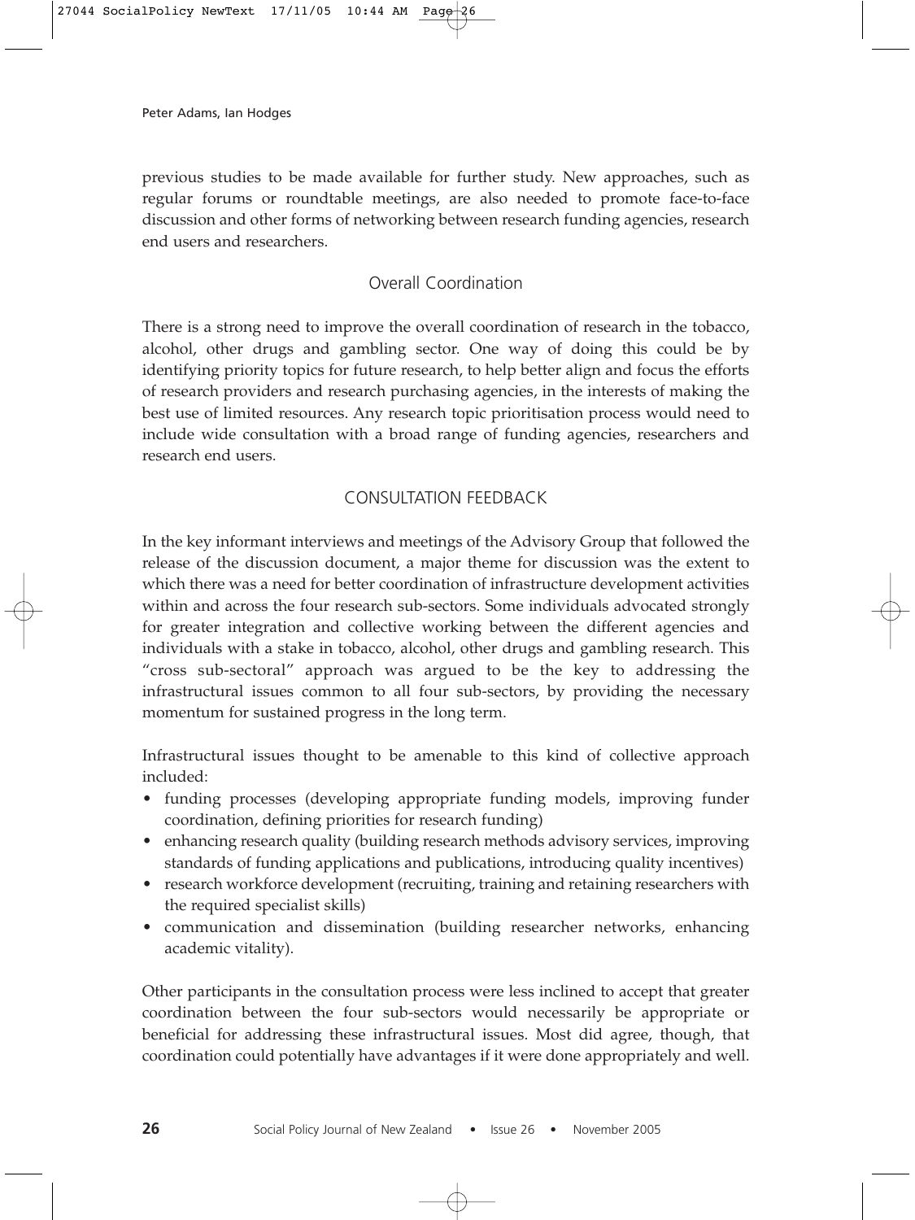previous studies to be made available for further study. New approaches, such as regular forums or roundtable meetings, are also needed to promote face-to-face discussion and other forms of networking between research funding agencies, research end users and researchers.

### Overall Coordination

There is a strong need to improve the overall coordination of research in the tobacco, alcohol, other drugs and gambling sector. One way of doing this could be by identifying priority topics for future research, to help better align and focus the efforts of research providers and research purchasing agencies, in the interests of making the best use of limited resources. Any research topic prioritisation process would need to include wide consultation with a broad range of funding agencies, researchers and research end users.

## CONSULTATION FEEDBACK

In the key informant interviews and meetings of the Advisory Group that followed the release of the discussion document, a major theme for discussion was the extent to which there was a need for better coordination of infrastructure development activities within and across the four research sub-sectors. Some individuals advocated strongly for greater integration and collective working between the different agencies and individuals with a stake in tobacco, alcohol, other drugs and gambling research. This "cross sub-sectoral" approach was argued to be the key to addressing the infrastructural issues common to all four sub-sectors, by providing the necessary momentum for sustained progress in the long term.

Infrastructural issues thought to be amenable to this kind of collective approach included:

- funding processes (developing appropriate funding models, improving funder coordination, defining priorities for research funding)
- enhancing research quality (building research methods advisory services, improving standards of funding applications and publications, introducing quality incentives)
- research workforce development (recruiting, training and retaining researchers with the required specialist skills)
- communication and dissemination (building researcher networks, enhancing academic vitality).

Other participants in the consultation process were less inclined to accept that greater coordination between the four sub-sectors would necessarily be appropriate or beneficial for addressing these infrastructural issues. Most did agree, though, that coordination could potentially have advantages if it were done appropriately and well.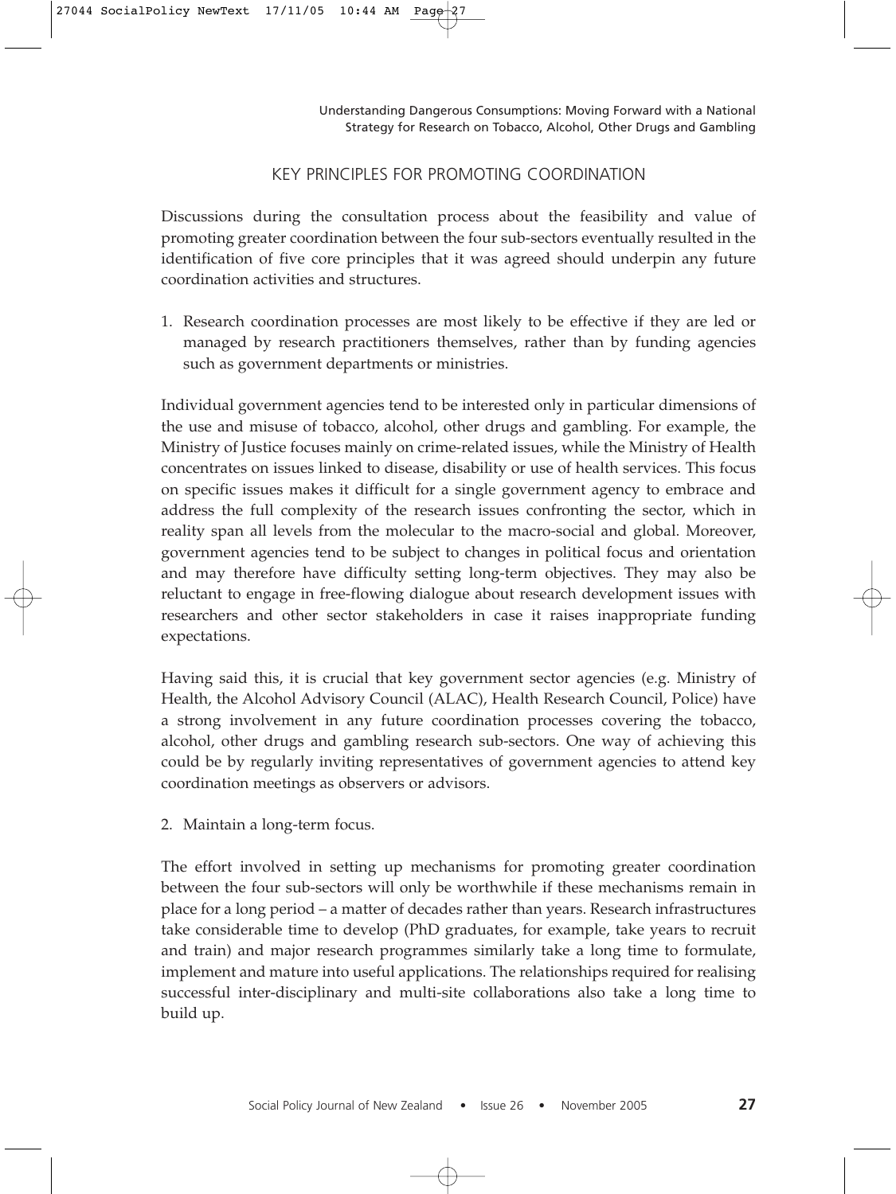## KEY PRINCIPLES FOR PROMOTING COORDINATION

Discussions during the consultation process about the feasibility and value of promoting greater coordination between the four sub-sectors eventually resulted in the identification of five core principles that it was agreed should underpin any future coordination activities and structures.

1. Research coordination processes are most likely to be effective if they are led or managed by research practitioners themselves, rather than by funding agencies such as government departments or ministries.

Individual government agencies tend to be interested only in particular dimensions of the use and misuse of tobacco, alcohol, other drugs and gambling. For example, the Ministry of Justice focuses mainly on crime-related issues, while the Ministry of Health concentrates on issues linked to disease, disability or use of health services. This focus on specific issues makes it difficult for a single government agency to embrace and address the full complexity of the research issues confronting the sector, which in reality span all levels from the molecular to the macro-social and global. Moreover, government agencies tend to be subject to changes in political focus and orientation and may therefore have difficulty setting long-term objectives. They may also be reluctant to engage in free-flowing dialogue about research development issues with researchers and other sector stakeholders in case it raises inappropriate funding expectations.

Having said this, it is crucial that key government sector agencies (e.g. Ministry of Health, the Alcohol Advisory Council (ALAC), Health Research Council, Police) have a strong involvement in any future coordination processes covering the tobacco, alcohol, other drugs and gambling research sub-sectors. One way of achieving this could be by regularly inviting representatives of government agencies to attend key coordination meetings as observers or advisors.

2. Maintain a long-term focus.

The effort involved in setting up mechanisms for promoting greater coordination between the four sub-sectors will only be worthwhile if these mechanisms remain in place for a long period – a matter of decades rather than years. Research infrastructures take considerable time to develop (PhD graduates, for example, take years to recruit and train) and major research programmes similarly take a long time to formulate, implement and mature into useful applications. The relationships required for realising successful inter-disciplinary and multi-site collaborations also take a long time to build up.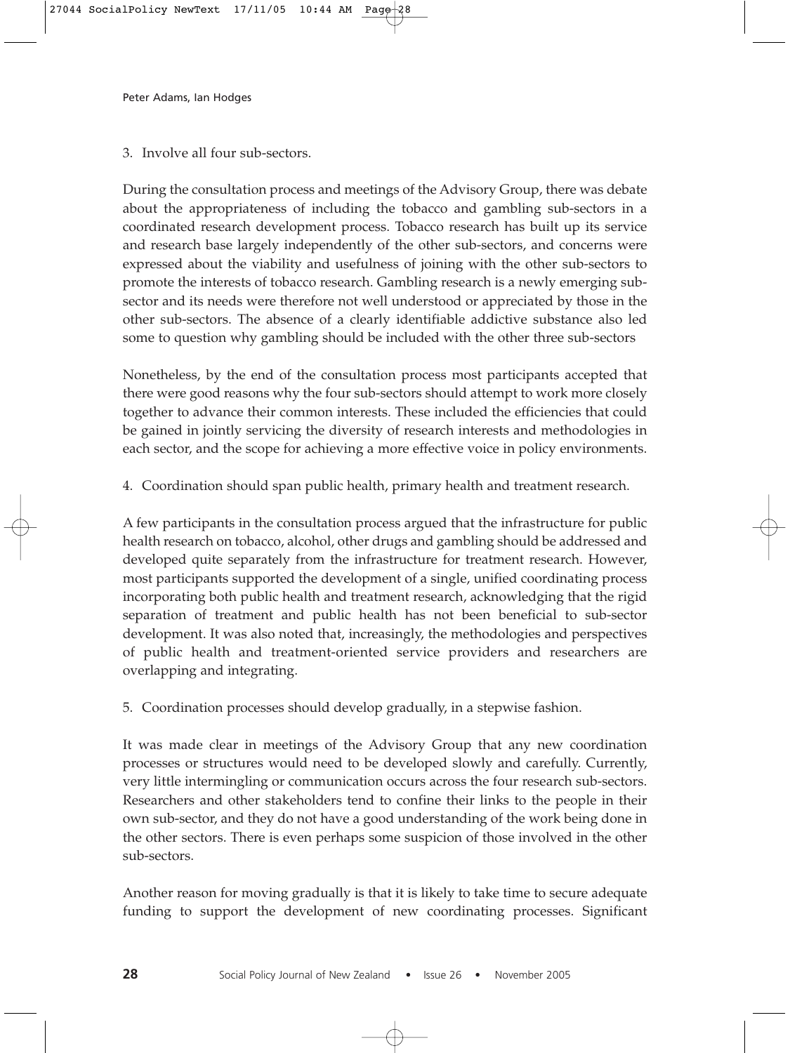3. Involve all four sub-sectors.

During the consultation process and meetings of the Advisory Group, there was debate about the appropriateness of including the tobacco and gambling sub-sectors in a coordinated research development process. Tobacco research has built up its service and research base largely independently of the other sub-sectors, and concerns were expressed about the viability and usefulness of joining with the other sub-sectors to promote the interests of tobacco research. Gambling research is a newly emerging sub-sector and its needs were therefore not well understood or appreciated by those in the other sub-sectors. The absence of a clearly identifiable addictive substance also led some to question why gambling should be included with the other three sub-sectors

Nonetheless, by the end of the consultation process most participants accepted that there were good reasons why the four sub-sectors should attempt to work more closely together to advance their common interests. These included the efficiencies that could be gained in jointly servicing the diversity of research interests and methodologies in each sector, and the scope for achieving a more effective voice in policy environments.

4. Coordination should span public health, primary health and treatment research.

A few participants in the consultation process argued that the infrastructure for public health research on tobacco, alcohol, other drugs and gambling should be addressed and developed quite separately from the infrastructure for treatment research. However, most participants supported the development of a single, unified coordinating process incorporating both public health and treatment research, acknowledging that the rigid separation of treatment and public health has not been beneficial to sub-sector development. It was also noted that, increasingly, the methodologies and perspectives of public health and treatment-oriented service providers and researchers are overlapping and integrating.

5. Coordination processes should develop gradually, in a stepwise fashion.

It was made clear in meetings of the Advisory Group that any new coordination processes or structures would need to be developed slowly and carefully. Currently, very little intermingling or communication occurs across the four research sub-sectors. Researchers and other stakeholders tend to confine their links to the people in their own sub-sector, and they do not have a good understanding of the work being done in the other sectors. There is even perhaps some suspicion of those involved in the other sub-sectors.

Another reason for moving gradually is that it is likely to take time to secure adequate funding to support the development of new coordinating processes. Significant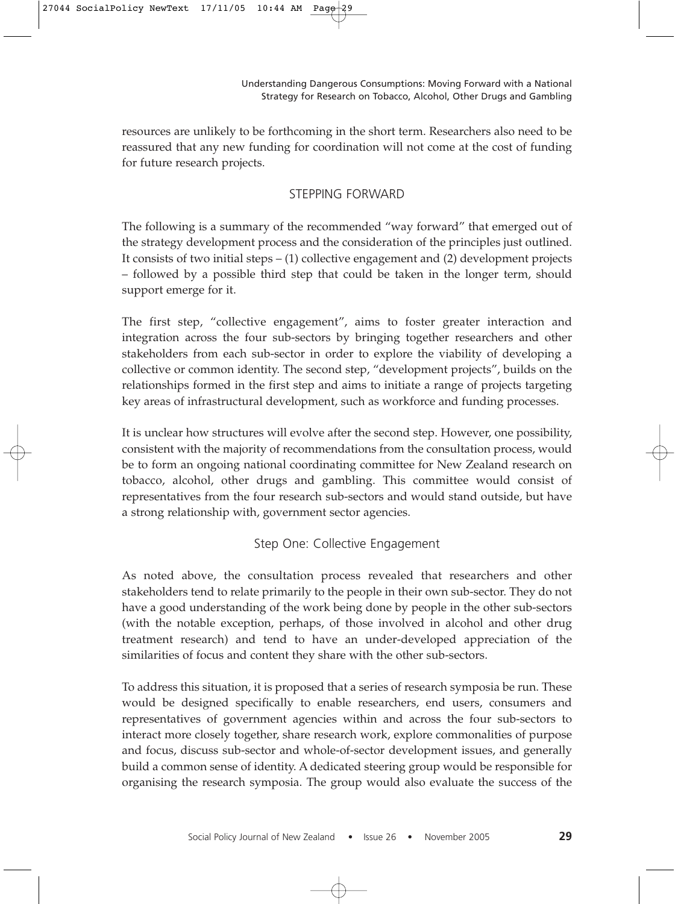resources are unlikely to be forthcoming in the short term. Researchers also need to be reassured that any new funding for coordination will not come at the cost of funding for future research projects.

## STEPPING FORWARD

The following is a summary of the recommended "way forward" that emerged out of the strategy development process and the consideration of the principles just outlined. It consists of two initial steps – (1) collective engagement and (2) development projects – followed by a possible third step that could be taken in the longer term, should support emerge for it.

The first step, "collective engagement", aims to foster greater interaction and integration across the four sub-sectors by bringing together researchers and other stakeholders from each sub-sector in order to explore the viability of developing a collective or common identity. The second step, "development projects", builds on the relationships formed in the first step and aims to initiate a range of projects targeting key areas of infrastructural development, such as workforce and funding processes.

It is unclear how structures will evolve after the second step. However, one possibility, consistent with the majority of recommendations from the consultation process, would be to form an ongoing national coordinating committee for New Zealand research on tobacco, alcohol, other drugs and gambling. This committee would consist of representatives from the four research sub-sectors and would stand outside, but have a strong relationship with, government sector agencies.

### Step One: Collective Engagement

As noted above, the consultation process revealed that researchers and other stakeholders tend to relate primarily to the people in their own sub-sector. They do not have a good understanding of the work being done by people in the other sub-sectors (with the notable exception, perhaps, of those involved in alcohol and other drug treatment research) and tend to have an under-developed appreciation of the similarities of focus and content they share with the other sub-sectors.

To address this situation, it is proposed that a series of research symposia be run. These would be designed specifically to enable researchers, end users, consumers and representatives of government agencies within and across the four sub-sectors to interact more closely together, share research work, explore commonalities of purpose and focus, discuss sub-sector and whole-of-sector development issues, and generally build a common sense of identity. A dedicated steering group would be responsible for organising the research symposia. The group would also evaluate the success of the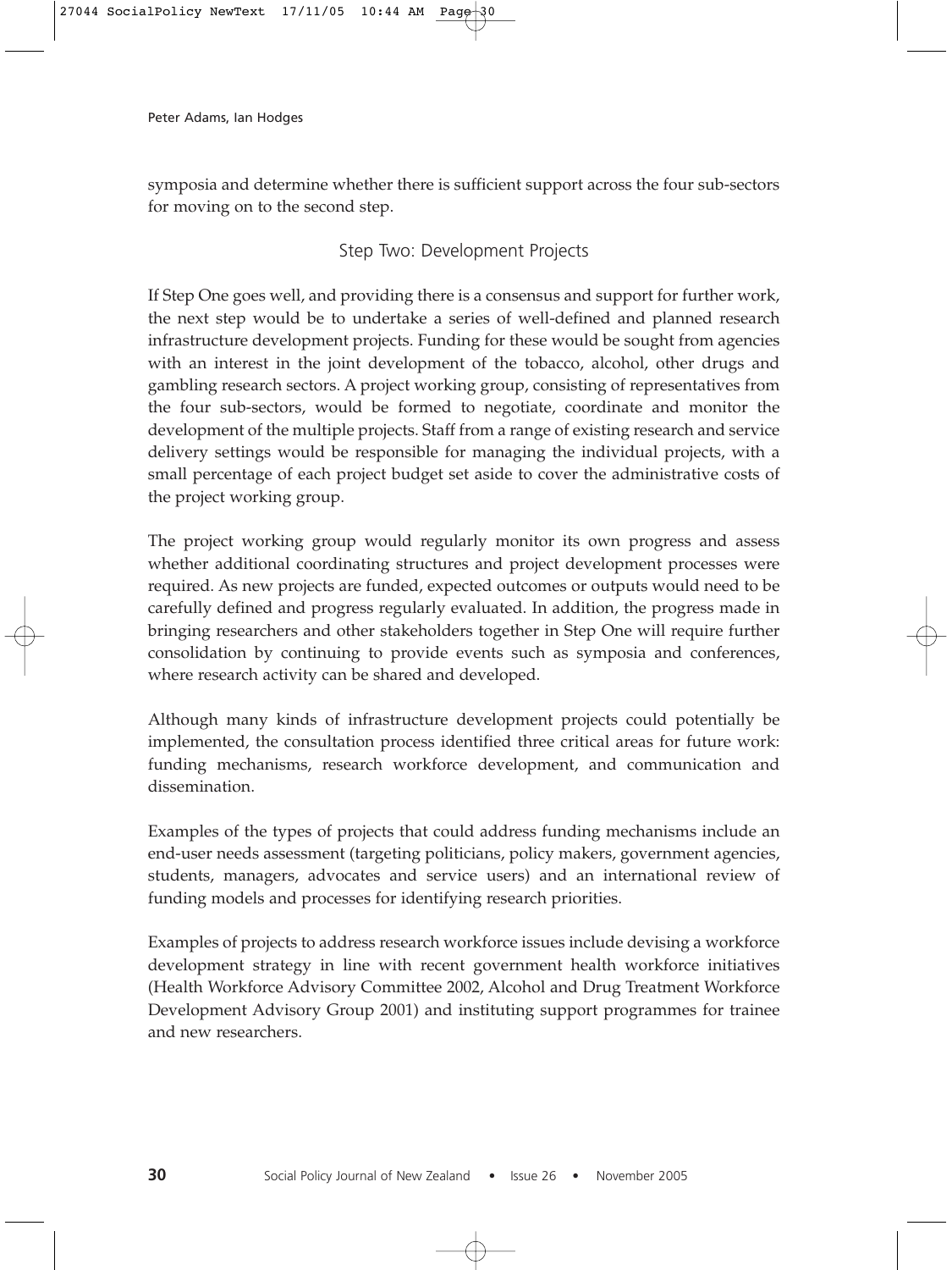symposia and determine whether there is sufficient support across the four sub-sectors for moving on to the second step.

### Step Two: Development Projects

If Step One goes well, and providing there is a consensus and support for further work, the next step would be to undertake a series of well-defined and planned research infrastructure development projects. Funding for these would be sought from agencies with an interest in the joint development of the tobacco, alcohol, other drugs and gambling research sectors. A project working group, consisting of representatives from the four sub-sectors, would be formed to negotiate, coordinate and monitor the development of the multiple projects. Staff from a range of existing research and service delivery settings would be responsible for managing the individual projects, with a small percentage of each project budget set aside to cover the administrative costs of the project working group.

The project working group would regularly monitor its own progress and assess whether additional coordinating structures and project development processes were required. As new projects are funded, expected outcomes or outputs would need to be carefully defined and progress regularly evaluated. In addition, the progress made in bringing researchers and other stakeholders together in Step One will require further consolidation by continuing to provide events such as symposia and conferences, where research activity can be shared and developed.

Although many kinds of infrastructure development projects could potentially be implemented, the consultation process identified three critical areas for future work: funding mechanisms, research workforce development, and communication and dissemination.

Examples of the types of projects that could address funding mechanisms include an end-user needs assessment (targeting politicians, policy makers, government agencies, students, managers, advocates and service users) and an international review of funding models and processes for identifying research priorities.

Examples of projects to address research workforce issues include devising a workforce development strategy in line with recent government health workforce initiatives (Health Workforce Advisory Committee 2002, Alcohol and Drug Treatment Workforce Development Advisory Group 2001) and instituting support programmes for trainee and new researchers.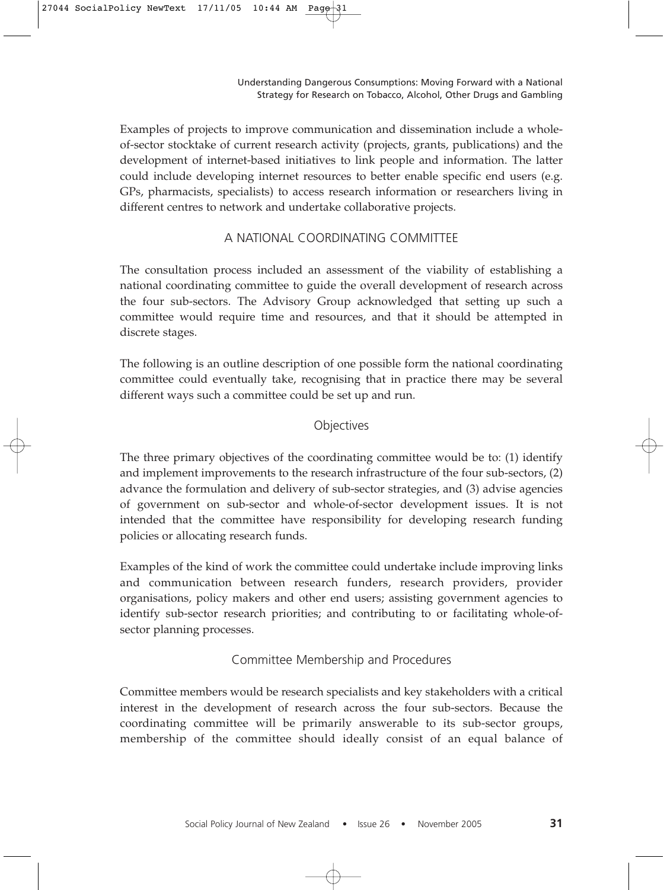Examples of projects to improve communication and dissemination include a whole-of-sector stocktake of current research activity (projects, grants, publications) and the development of internet-based initiatives to link people and information. The latter could include developing internet resources to better enable specific end users (e.g. GPs, pharmacists, specialists) to access research information or researchers living in different centres to network and undertake collaborative projects.

## A NATIONAL COORDINATING COMMITTEE

The consultation process included an assessment of the viability of establishing a national coordinating committee to guide the overall development of research across the four sub-sectors. The Advisory Group acknowledged that setting up such a committee would require time and resources, and that it should be attempted in discrete stages.

The following is an outline description of one possible form the national coordinating committee could eventually take, recognising that in practice there may be several different ways such a committee could be set up and run.

### Objectives

The three primary objectives of the coordinating committee would be to: (1) identify and implement improvements to the research infrastructure of the four sub-sectors, (2) advance the formulation and delivery of sub-sector strategies, and (3) advise agencies of government on sub-sector and whole-of-sector development issues. It is not intended that the committee have responsibility for developing research funding policies or allocating research funds.

Examples of the kind of work the committee could undertake include improving links and communication between research funders, research providers, provider organisations, policy makers and other end users; assisting government agencies to identify sub-sector research priorities; and contributing to or facilitating whole-of-sector planning processes.

### Committee Membership and Procedures

Committee members would be research specialists and key stakeholders with a critical interest in the development of research across the four sub-sectors. Because the coordinating committee will be primarily answerable to its sub-sector groups, membership of the committee should ideally consist of an equal balance of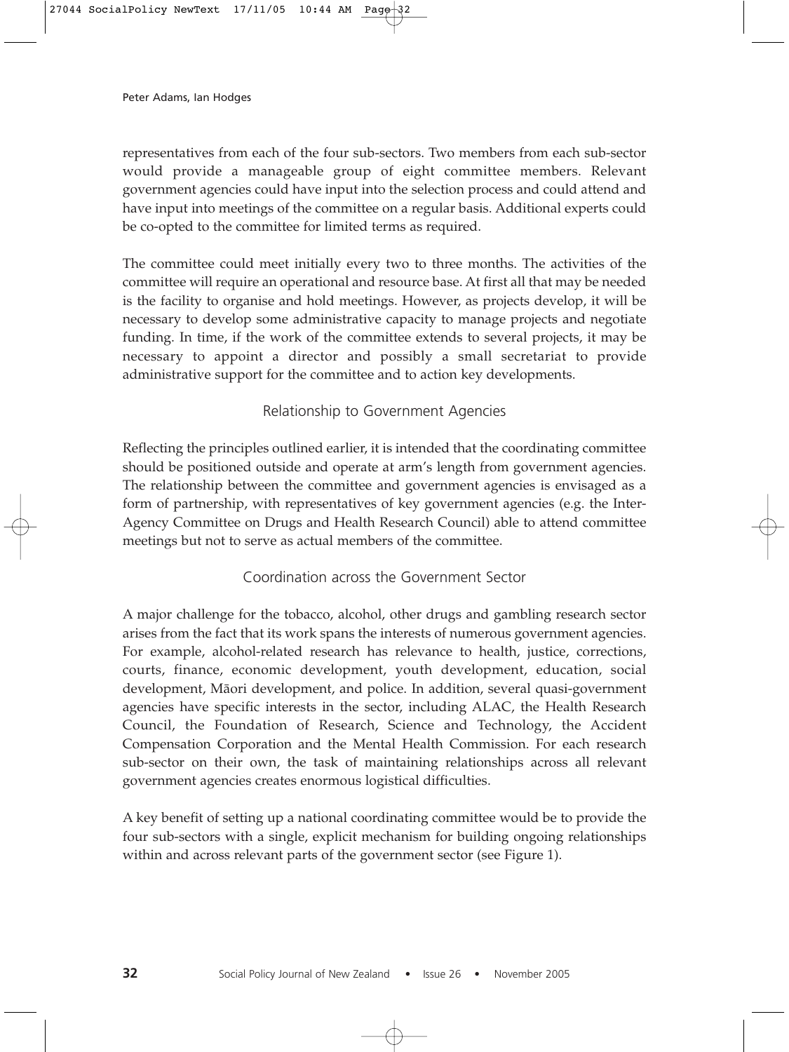representatives from each of the four sub-sectors. Two members from each sub-sector would provide a manageable group of eight committee members. Relevant government agencies could have input into the selection process and could attend and have input into meetings of the committee on a regular basis. Additional experts could be co-opted to the committee for limited terms as required.

The committee could meet initially every two to three months. The activities of the committee will require an operational and resource base. At first all that may be needed is the facility to organise and hold meetings. However, as projects develop, it will be necessary to develop some administrative capacity to manage projects and negotiate funding. In time, if the work of the committee extends to several projects, it may be necessary to appoint a director and possibly a small secretariat to provide administrative support for the committee and to action key developments.

### Relationship to Government Agencies

Reflecting the principles outlined earlier, it is intended that the coordinating committee should be positioned outside and operate at arm's length from government agencies. The relationship between the committee and government agencies is envisaged as a form of partnership, with representatives of key government agencies (e.g. the Inter-Agency Committee on Drugs and Health Research Council) able to attend committee meetings but not to serve as actual members of the committee.

### Coordination across the Government Sector

A major challenge for the tobacco, alcohol, other drugs and gambling research sector arises from the fact that its work spans the interests of numerous government agencies. For example, alcohol-related research has relevance to health, justice, corrections, courts, finance, economic development, youth development, education, social development, Māori development, and police. In addition, several quasi-government agencies have specific interests in the sector, including ALAC, the Health Research Council, the Foundation of Research, Science and Technology, the Accident Compensation Corporation and the Mental Health Commission. For each research sub-sector on their own, the task of maintaining relationships across all relevant government agencies creates enormous logistical difficulties.

A key benefit of setting up a national coordinating committee would be to provide the four sub-sectors with a single, explicit mechanism for building ongoing relationships within and across relevant parts of the government sector (see Figure 1).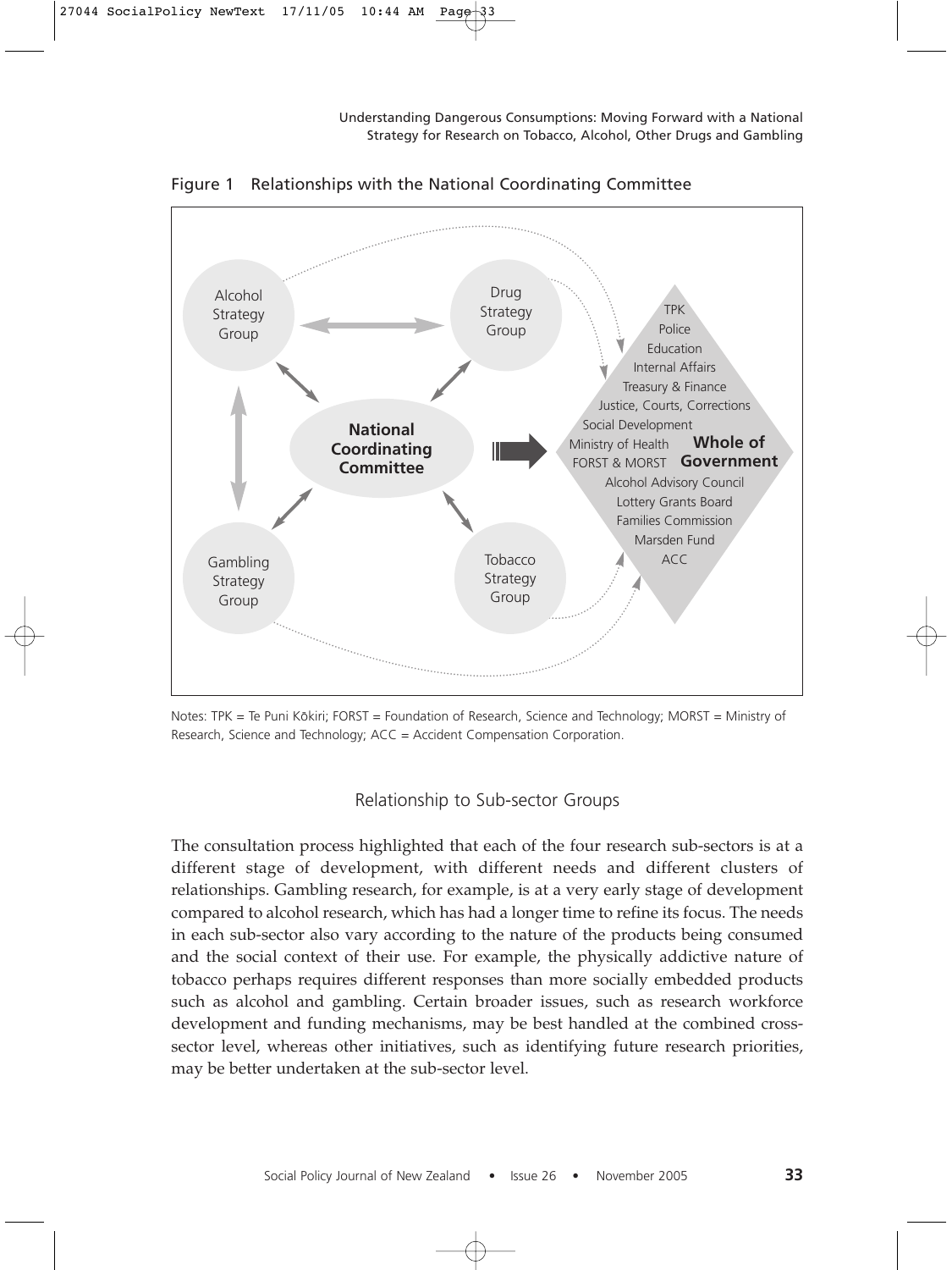Figure 1 Relationships with the National Coordinating Committee

Alcohol Strategy Group

Drug Strategy Group

National Coordinating Committee

Gambling Strategy Group

Tobacco Strategy Group

TPK
Police
Education
Internal Affairs
Treasury & Finance
Justice, Courts, Corrections
Social Development
Ministry of Health
FORST & MORST
**Whole of Government**
Alcohol Advisory Council
Lottery Grants Board
Families Commission
Marsden Fund
ACC

Notes: TPK = Te Puni Kōkiri; FORST = Foundation of Research, Science and Technology; MORST = Ministry of Research, Science and Technology; ACC = Accident Compensation Corporation.

## Relationship to Sub-sector Groups

The consultation process highlighted that each of the four research sub-sectors is at a different stage of development, with different needs and different clusters of relationships. Gambling research, for example, is at a very early stage of development compared to alcohol research, which has had a longer time to refine its focus. The needs in each sub-sector also vary according to the nature of the products being consumed and the social context of their use. For example, the physically addictive nature of tobacco perhaps requires different responses than more socially embedded products such as alcohol and gambling. Certain broader issues, such as research workforce development and funding mechanisms, may be best handled at the combined cross-sector level, whereas other initiatives, such as identifying future research priorities, may be better undertaken at the sub-sector level.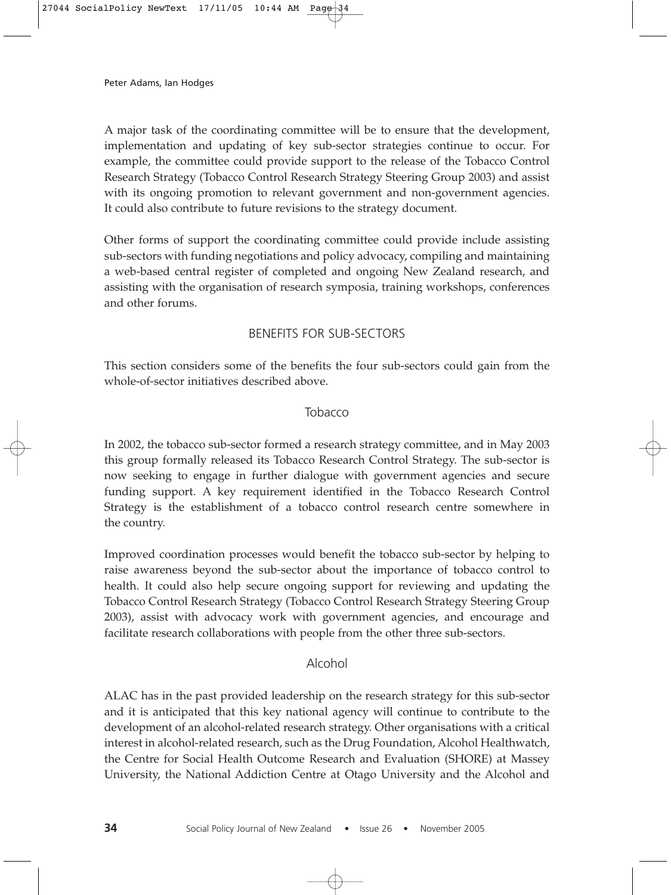A major task of the coordinating committee will be to ensure that the development, implementation and updating of key sub-sector strategies continue to occur. For example, the committee could provide support to the release of the Tobacco Control Research Strategy (Tobacco Control Research Strategy Steering Group 2003) and assist with its ongoing promotion to relevant government and non-government agencies. It could also contribute to future revisions to the strategy document.

Other forms of support the coordinating committee could provide include assisting sub-sectors with funding negotiations and policy advocacy, compiling and maintaining a web-based central register of completed and ongoing New Zealand research, and assisting with the organisation of research symposia, training workshops, conferences and other forums.

## BENEFITS FOR SUB-SECTORS

This section considers some of the benefits the four sub-sectors could gain from the whole-of-sector initiatives described above.

### Tobacco

In 2002, the tobacco sub-sector formed a research strategy committee, and in May 2003 this group formally released its Tobacco Research Control Strategy. The sub-sector is now seeking to engage in further dialogue with government agencies and secure funding support. A key requirement identified in the Tobacco Research Control Strategy is the establishment of a tobacco control research centre somewhere in the country.

Improved coordination processes would benefit the tobacco sub-sector by helping to raise awareness beyond the sub-sector about the importance of tobacco control to health. It could also help secure ongoing support for reviewing and updating the Tobacco Control Research Strategy (Tobacco Control Research Strategy Steering Group 2003), assist with advocacy work with government agencies, and encourage and facilitate research collaborations with people from the other three sub-sectors.

### Alcohol

ALAC has in the past provided leadership on the research strategy for this sub-sector and it is anticipated that this key national agency will continue to contribute to the development of an alcohol-related research strategy. Other organisations with a critical interest in alcohol-related research, such as the Drug Foundation, Alcohol Healthwatch, the Centre for Social Health Outcome Research and Evaluation (SHORE) at Massey University, the National Addiction Centre at Otago University and the Alcohol and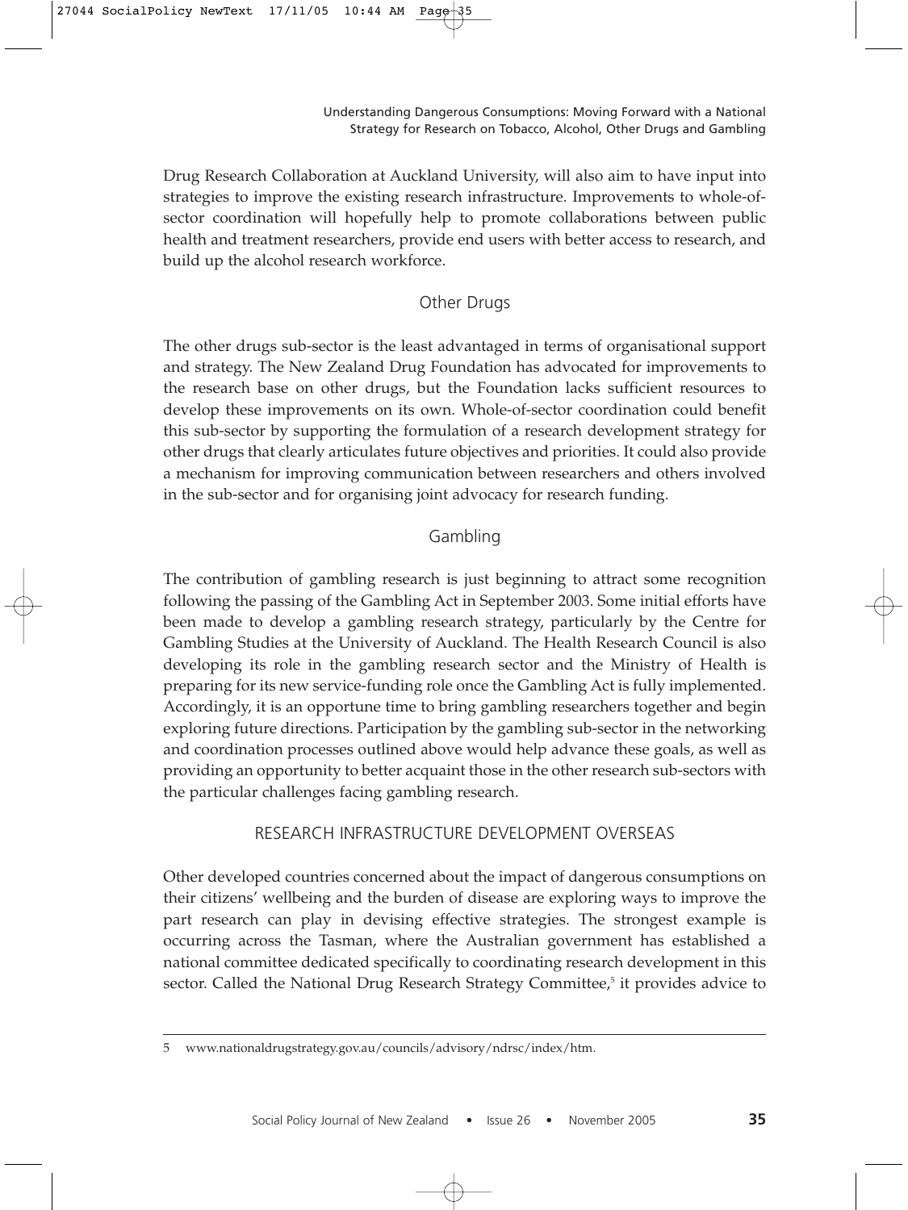Drug Research Collaboration at Auckland University, will also aim to have input into strategies to improve the existing research infrastructure. Improvements to whole-of-sector coordination will hopefully help to promote collaborations between public health and treatment researchers, provide end users with better access to research, and build up the alcohol research workforce.

### Other Drugs

The other drugs sub-sector is the least advantaged in terms of organisational support and strategy. The New Zealand Drug Foundation has advocated for improvements to the research base on other drugs, but the Foundation lacks sufficient resources to develop these improvements on its own. Whole-of-sector coordination could benefit this sub-sector by supporting the formulation of a research development strategy for other drugs that clearly articulates future objectives and priorities. It could also provide a mechanism for improving communication between researchers and others involved in the sub-sector and for organising joint advocacy for research funding.

### Gambling

The contribution of gambling research is just beginning to attract some recognition following the passing of the Gambling Act in September 2003. Some initial efforts have been made to develop a gambling research strategy, particularly by the Centre for Gambling Studies at the University of Auckland. The Health Research Council is also developing its role in the gambling research sector and the Ministry of Health is preparing for its new service-funding role once the Gambling Act is fully implemented. Accordingly, it is an opportune time to bring gambling researchers together and begin exploring future directions. Participation by the gambling sub-sector in the networking and coordination processes outlined above would help advance these goals, as well as providing an opportunity to better acquaint those in the other research sub-sectors with the particular challenges facing gambling research.

## RESEARCH INFRASTRUCTURE DEVELOPMENT OVERSEAS

Other developed countries concerned about the impact of dangerous consumptions on their citizens' wellbeing and the burden of disease are exploring ways to improve the part research can play in devising effective strategies. The strongest example is occurring across the Tasman, where the Australian government has established a national committee dedicated specifically to coordinating research development in this sector. Called the National Drug Research Strategy Committee,[5] it provides advice to

---

5 www.nationaldrugstrategy.gov.au/councils/advisory/ndrsc/index/htm.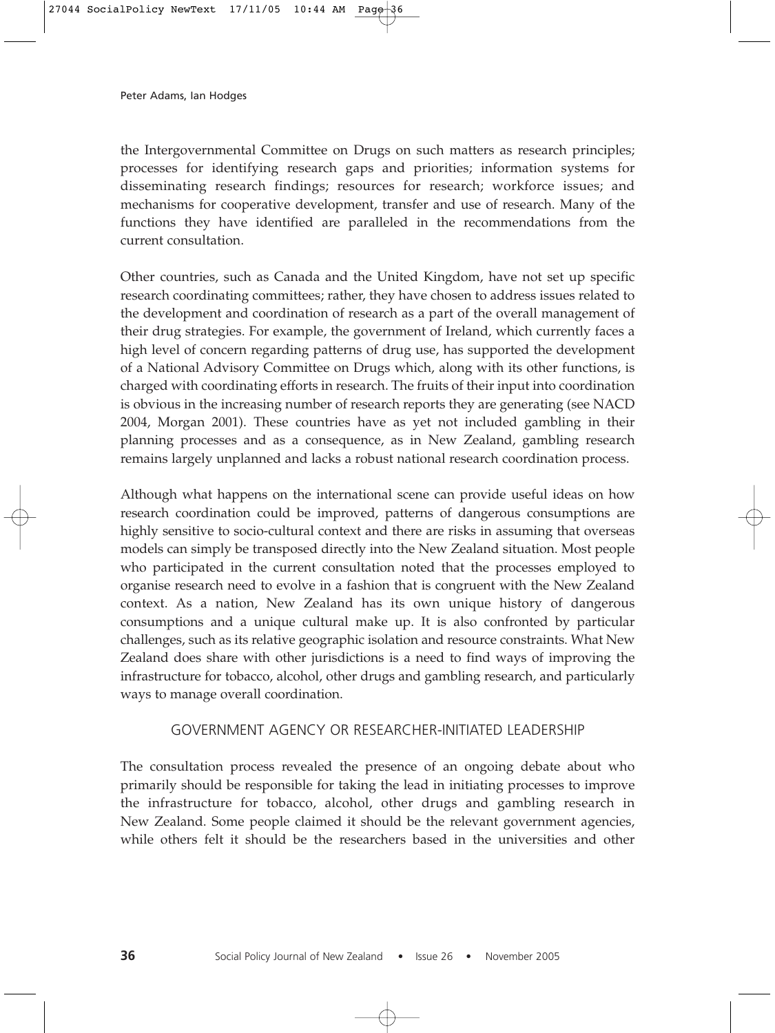the Intergovernmental Committee on Drugs on such matters as research principles; processes for identifying research gaps and priorities; information systems for disseminating research findings; resources for research; workforce issues; and mechanisms for cooperative development, transfer and use of research. Many of the functions they have identified are paralleled in the recommendations from the current consultation.

Other countries, such as Canada and the United Kingdom, have not set up specific research coordinating committees; rather, they have chosen to address issues related to the development and coordination of research as a part of the overall management of their drug strategies. For example, the government of Ireland, which currently faces a high level of concern regarding patterns of drug use, has supported the development of a National Advisory Committee on Drugs which, along with its other functions, is charged with coordinating efforts in research. The fruits of their input into coordination is obvious in the increasing number of research reports they are generating (see NACD 2004, Morgan 2001). These countries have as yet not included gambling in their planning processes and as a consequence, as in New Zealand, gambling research remains largely unplanned and lacks a robust national research coordination process.

Although what happens on the international scene can provide useful ideas on how research coordination could be improved, patterns of dangerous consumptions are highly sensitive to socio-cultural context and there are risks in assuming that overseas models can simply be transposed directly into the New Zealand situation. Most people who participated in the current consultation noted that the processes employed to organise research need to evolve in a fashion that is congruent with the New Zealand context. As a nation, New Zealand has its own unique history of dangerous consumptions and a unique cultural make up. It is also confronted by particular challenges, such as its relative geographic isolation and resource constraints. What New Zealand does share with other jurisdictions is a need to find ways of improving the infrastructure for tobacco, alcohol, other drugs and gambling research, and particularly ways to manage overall coordination.

## GOVERNMENT AGENCY OR RESEARCHER-INITIATED LEADERSHIP

The consultation process revealed the presence of an ongoing debate about who primarily should be responsible for taking the lead in initiating processes to improve the infrastructure for tobacco, alcohol, other drugs and gambling research in New Zealand. Some people claimed it should be the relevant government agencies, while others felt it should be the researchers based in the universities and other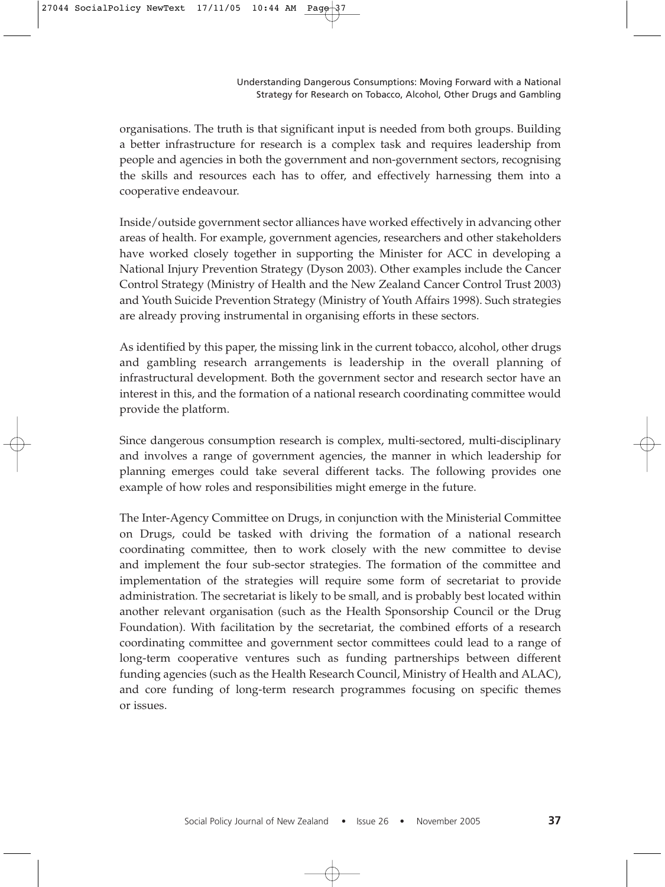organisations. The truth is that significant input is needed from both groups. Building a better infrastructure for research is a complex task and requires leadership from people and agencies in both the government and non-government sectors, recognising the skills and resources each has to offer, and effectively harnessing them into a cooperative endeavour.

Inside/outside government sector alliances have worked effectively in advancing other areas of health. For example, government agencies, researchers and other stakeholders have worked closely together in supporting the Minister for ACC in developing a National Injury Prevention Strategy (Dyson 2003). Other examples include the Cancer Control Strategy (Ministry of Health and the New Zealand Cancer Control Trust 2003) and Youth Suicide Prevention Strategy (Ministry of Youth Affairs 1998). Such strategies are already proving instrumental in organising efforts in these sectors.

As identified by this paper, the missing link in the current tobacco, alcohol, other drugs and gambling research arrangements is leadership in the overall planning of infrastructural development. Both the government sector and research sector have an interest in this, and the formation of a national research coordinating committee would provide the platform.

Since dangerous consumption research is complex, multi-sectored, multi-disciplinary and involves a range of government agencies, the manner in which leadership for planning emerges could take several different tacks. The following provides one example of how roles and responsibilities might emerge in the future.

The Inter-Agency Committee on Drugs, in conjunction with the Ministerial Committee on Drugs, could be tasked with driving the formation of a national research coordinating committee, then to work closely with the new committee to devise and implement the four sub-sector strategies. The formation of the committee and implementation of the strategies will require some form of secretariat to provide administration. The secretariat is likely to be small, and is probably best located within another relevant organisation (such as the Health Sponsorship Council or the Drug Foundation). With facilitation by the secretariat, the combined efforts of a research coordinating committee and government sector committees could lead to a range of long-term cooperative ventures such as funding partnerships between different funding agencies (such as the Health Research Council, Ministry of Health and ALAC), and core funding of long-term research programmes focusing on specific themes or issues.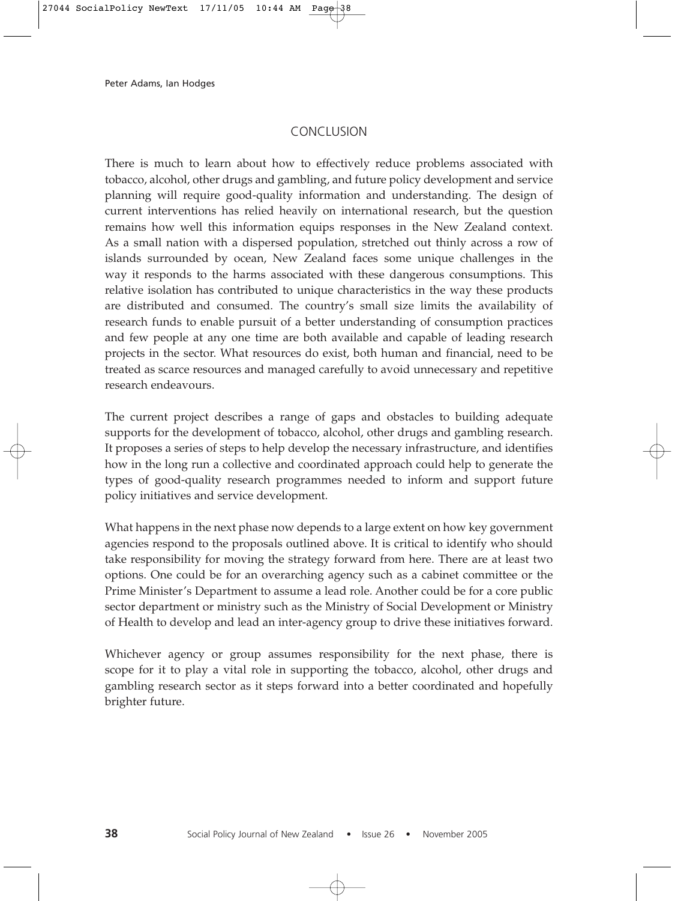## CONCLUSION

There is much to learn about how to effectively reduce problems associated with tobacco, alcohol, other drugs and gambling, and future policy development and service planning will require good-quality information and understanding. The design of current interventions has relied heavily on international research, but the question remains how well this information equips responses in the New Zealand context. As a small nation with a dispersed population, stretched out thinly across a row of islands surrounded by ocean, New Zealand faces some unique challenges in the way it responds to the harms associated with these dangerous consumptions. This relative isolation has contributed to unique characteristics in the way these products are distributed and consumed. The country's small size limits the availability of research funds to enable pursuit of a better understanding of consumption practices and few people at any one time are both available and capable of leading research projects in the sector. What resources do exist, both human and financial, need to be treated as scarce resources and managed carefully to avoid unnecessary and repetitive research endeavours.

The current project describes a range of gaps and obstacles to building adequate supports for the development of tobacco, alcohol, other drugs and gambling research. It proposes a series of steps to help develop the necessary infrastructure, and identifies how in the long run a collective and coordinated approach could help to generate the types of good-quality research programmes needed to inform and support future policy initiatives and service development.

What happens in the next phase now depends to a large extent on how key government agencies respond to the proposals outlined above. It is critical to identify who should take responsibility for moving the strategy forward from here. There are at least two options. One could be for an overarching agency such as a cabinet committee or the Prime Minister's Department to assume a lead role. Another could be for a core public sector department or ministry such as the Ministry of Social Development or Ministry of Health to develop and lead an inter-agency group to drive these initiatives forward.

Whichever agency or group assumes responsibility for the next phase, there is scope for it to play a vital role in supporting the tobacco, alcohol, other drugs and gambling research sector as it steps forward into a better coordinated and hopefully brighter future.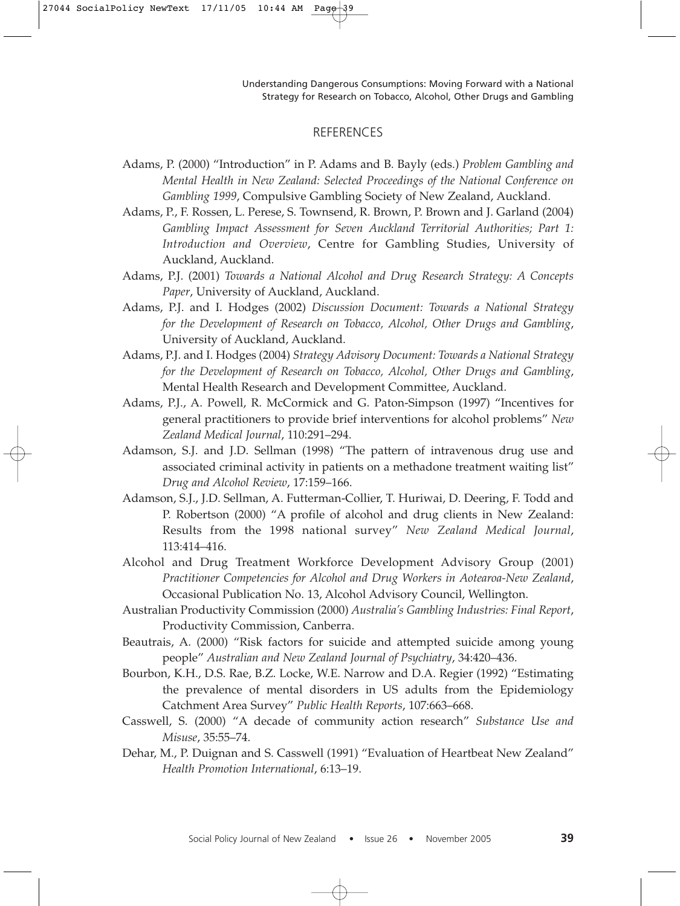## REFERENCES

Adams, P. (2000) "Introduction" in P. Adams and B. Bayly (eds.) *Problem Gambling and Mental Health in New Zealand: Selected Proceedings of the National Conference on Gambling 1999*, Compulsive Gambling Society of New Zealand, Auckland.

Adams, P., F. Rossen, L. Perese, S. Townsend, R. Brown, P. Brown and J. Garland (2004) *Gambling Impact Assessment for Seven Auckland Territorial Authorities; Part 1: Introduction and Overview*, Centre for Gambling Studies, University of Auckland, Auckland.

Adams, P.J. (2001) *Towards a National Alcohol and Drug Research Strategy: A Concepts Paper*, University of Auckland, Auckland.

Adams, P.J. and I. Hodges (2002) *Discussion Document: Towards a National Strategy for the Development of Research on Tobacco, Alcohol, Other Drugs and Gambling*, University of Auckland, Auckland.

Adams, P.J. and I. Hodges (2004) *Strategy Advisory Document: Towards a National Strategy for the Development of Research on Tobacco, Alcohol, Other Drugs and Gambling*, Mental Health Research and Development Committee, Auckland.

Adams, P.J., A. Powell, R. McCormick and G. Paton-Simpson (1997) "Incentives for general practitioners to provide brief interventions for alcohol problems" *New Zealand Medical Journal*, 110:291–294.

Adamson, S.J. and J.D. Sellman (1998) "The pattern of intravenous drug use and associated criminal activity in patients on a methadone treatment waiting list" *Drug and Alcohol Review*, 17:159–166.

Adamson, S.J., J.D. Sellman, A. Futterman-Collier, T. Huriwai, D. Deering, F. Todd and P. Robertson (2000) "A profile of alcohol and drug clients in New Zealand: Results from the 1998 national survey" *New Zealand Medical Journal*, 113:414–416.

Alcohol and Drug Treatment Workforce Development Advisory Group (2001) *Practitioner Competencies for Alcohol and Drug Workers in Aotearoa-New Zealand*, Occasional Publication No. 13, Alcohol Advisory Council, Wellington.

Australian Productivity Commission (2000) *Australia's Gambling Industries: Final Report*, Productivity Commission, Canberra.

Beautrais, A. (2000) "Risk factors for suicide and attempted suicide among young people" *Australian and New Zealand Journal of Psychiatry*, 34:420–436.

Bourbon, K.H., D.S. Rae, B.Z. Locke, W.E. Narrow and D.A. Regier (1992) "Estimating the prevalence of mental disorders in US adults from the Epidemiology Catchment Area Survey" *Public Health Reports*, 107:663–668.

Casswell, S. (2000) "A decade of community action research" *Substance Use and Misuse*, 35:55–74.

Dehar, M., P. Duignan and S. Casswell (1991) "Evaluation of Heartbeat New Zealand" *Health Promotion International*, 6:13–19.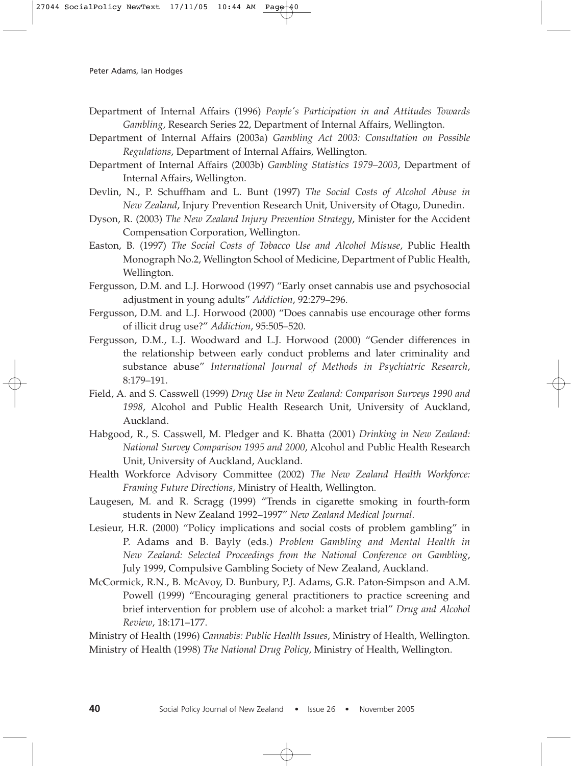Department of Internal Affairs (1996) *People's Participation in and Attitudes Towards Gambling*, Research Series 22, Department of Internal Affairs, Wellington.

Department of Internal Affairs (2003a) *Gambling Act 2003: Consultation on Possible Regulations*, Department of Internal Affairs, Wellington.

Department of Internal Affairs (2003b) *Gambling Statistics 1979–2003*, Department of Internal Affairs, Wellington.

Devlin, N., P. Schuffham and L. Bunt (1997) *The Social Costs of Alcohol Abuse in New Zealand*, Injury Prevention Research Unit, University of Otago, Dunedin.

Dyson, R. (2003) *The New Zealand Injury Prevention Strategy*, Minister for the Accident Compensation Corporation, Wellington.

Easton, B. (1997) *The Social Costs of Tobacco Use and Alcohol Misuse*, Public Health Monograph No.2, Wellington School of Medicine, Department of Public Health, Wellington.

Fergusson, D.M. and L.J. Horwood (1997) "Early onset cannabis use and psychosocial adjustment in young adults" *Addiction*, 92:279–296.

Fergusson, D.M. and L.J. Horwood (2000) "Does cannabis use encourage other forms of illicit drug use?" *Addiction*, 95:505–520.

Fergusson, D.M., L.J. Woodward and L.J. Horwood (2000) "Gender differences in the relationship between early conduct problems and later criminality and substance abuse" *International Journal of Methods in Psychiatric Research*, 8:179–191.

Field, A. and S. Casswell (1999) *Drug Use in New Zealand: Comparison Surveys 1990 and 1998*, Alcohol and Public Health Research Unit, University of Auckland, Auckland.

Habgood, R., S. Casswell, M. Pledger and K. Bhatta (2001) *Drinking in New Zealand: National Survey Comparison 1995 and 2000*, Alcohol and Public Health Research Unit, University of Auckland, Auckland.

Health Workforce Advisory Committee (2002) *The New Zealand Health Workforce: Framing Future Directions*, Ministry of Health, Wellington.

Laugesen, M. and R. Scragg (1999) "Trends in cigarette smoking in fourth-form students in New Zealand 1992–1997" *New Zealand Medical Journal*.

Lesieur, H.R. (2000) "Policy implications and social costs of problem gambling" in P. Adams and B. Bayly (eds.) *Problem Gambling and Mental Health in New Zealand: Selected Proceedings from the National Conference on Gambling*, July 1999, Compulsive Gambling Society of New Zealand, Auckland.

McCormick, R.N., B. McAvoy, D. Bunbury, P.J. Adams, G.R. Paton-Simpson and A.M. Powell (1999) "Encouraging general practitioners to practice screening and brief intervention for problem use of alcohol: a market trial" *Drug and Alcohol Review*, 18:171–177.

Ministry of Health (1996) *Cannabis: Public Health Issues*, Ministry of Health, Wellington.

Ministry of Health (1998) *The National Drug Policy*, Ministry of Health, Wellington.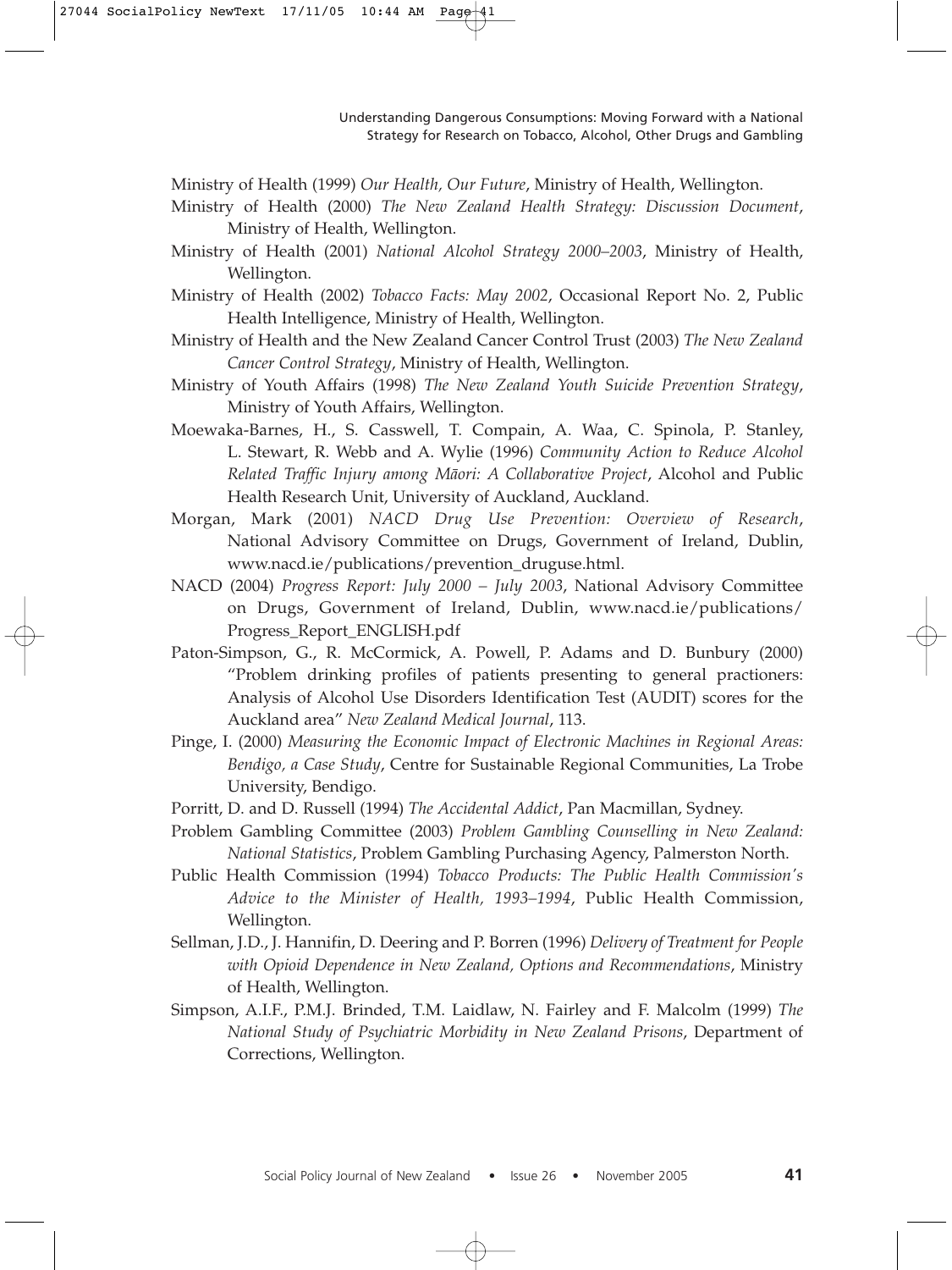Ministry of Health (1999) *Our Health, Our Future*, Ministry of Health, Wellington.

Ministry of Health (2000) *The New Zealand Health Strategy: Discussion Document*, Ministry of Health, Wellington.

Ministry of Health (2001) *National Alcohol Strategy 2000–2003*, Ministry of Health, Wellington.

Ministry of Health (2002) *Tobacco Facts: May 2002*, Occasional Report No. 2, Public Health Intelligence, Ministry of Health, Wellington.

Ministry of Health and the New Zealand Cancer Control Trust (2003) *The New Zealand Cancer Control Strategy*, Ministry of Health, Wellington.

Ministry of Youth Affairs (1998) *The New Zealand Youth Suicide Prevention Strategy*, Ministry of Youth Affairs, Wellington.

Moewaka-Barnes, H., S. Casswell, T. Compain, A. Waa, C. Spinola, P. Stanley, L. Stewart, R. Webb and A. Wylie (1996) *Community Action to Reduce Alcohol Related Traffic Injury among Māori: A Collaborative Project*, Alcohol and Public Health Research Unit, University of Auckland, Auckland.

Morgan, Mark (2001) *NACD Drug Use Prevention: Overview of Research*, National Advisory Committee on Drugs, Government of Ireland, Dublin, www.nacd.ie/publications/prevention_druguse.html.

NACD (2004) *Progress Report: July 2000 – July 2003*, National Advisory Committee on Drugs, Government of Ireland, Dublin, www.nacd.ie/publications/Progress_Report_ENGLISH.pdf

Paton-Simpson, G., R. McCormick, A. Powell, P. Adams and D. Bunbury (2000) "Problem drinking profiles of patients presenting to general practioners: Analysis of Alcohol Use Disorders Identification Test (AUDIT) scores for the Auckland area" *New Zealand Medical Journal*, 113.

Pinge, I. (2000) *Measuring the Economic Impact of Electronic Machines in Regional Areas: Bendigo, a Case Study*, Centre for Sustainable Regional Communities, La Trobe University, Bendigo.

Porritt, D. and D. Russell (1994) *The Accidental Addict*, Pan Macmillan, Sydney.

Problem Gambling Committee (2003) *Problem Gambling Counselling in New Zealand: National Statistics*, Problem Gambling Purchasing Agency, Palmerston North.

Public Health Commission (1994) *Tobacco Products: The Public Health Commission's Advice to the Minister of Health, 1993–1994*, Public Health Commission, Wellington.

Sellman, J.D., J. Hannifin, D. Deering and P. Borren (1996) *Delivery of Treatment for People with Opioid Dependence in New Zealand, Options and Recommendations*, Ministry of Health, Wellington.

Simpson, A.I.F., P.M.J. Brinded, T.M. Laidlaw, N. Fairley and F. Malcolm (1999) *The National Study of Psychiatric Morbidity in New Zealand Prisons*, Department of Corrections, Wellington.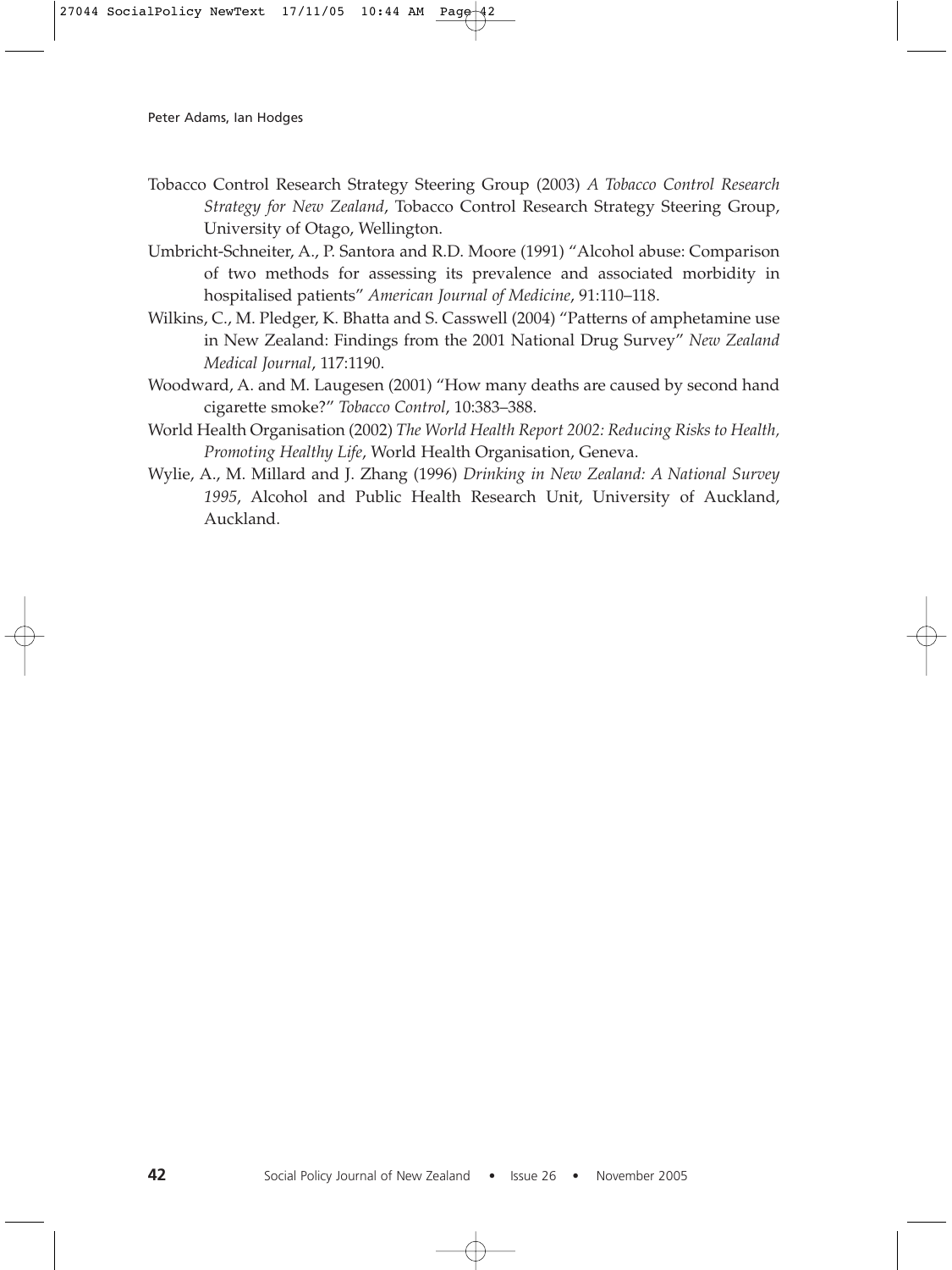Tobacco Control Research Strategy Steering Group (2003) *A Tobacco Control Research Strategy for New Zealand*, Tobacco Control Research Strategy Steering Group, University of Otago, Wellington.

Umbricht-Schneiter, A., P. Santora and R.D. Moore (1991) "Alcohol abuse: Comparison of two methods for assessing its prevalence and associated morbidity in hospitalised patients" *American Journal of Medicine*, 91:110–118.

Wilkins, C., M. Pledger, K. Bhatta and S. Casswell (2004) "Patterns of amphetamine use in New Zealand: Findings from the 2001 National Drug Survey" *New Zealand Medical Journal*, 117:1190.

Woodward, A. and M. Laugesen (2001) "How many deaths are caused by second hand cigarette smoke?" *Tobacco Control*, 10:383–388.

World Health Organisation (2002) *The World Health Report 2002: Reducing Risks to Health, Promoting Healthy Life*, World Health Organisation, Geneva.

Wylie, A., M. Millard and J. Zhang (1996) *Drinking in New Zealand: A National Survey 1995*, Alcohol and Public Health Research Unit, University of Auckland, Auckland.